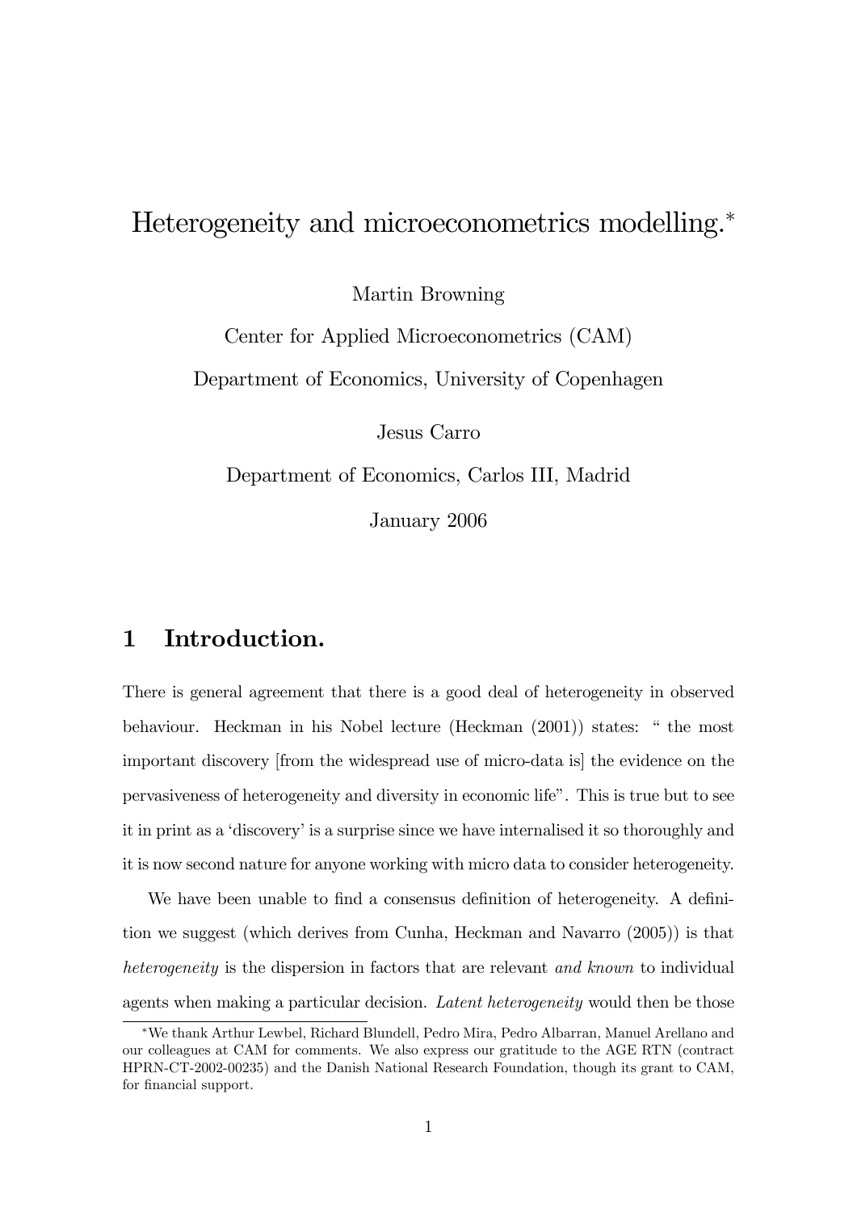# Heterogeneity and microeconometrics modelling.*

Martin Browning

Center for Applied Microeconometrics (CAM)

Department of Economics, University of Copenhagen

Jesus Carro

Department of Economics, Carlos III, Madrid

January 2006

## 1 Introduction.

There is general agreement that there is a good deal of heterogeneity in observed behaviour. Heckman in his Nobel lecture (Heckman (2001)) states: " the most important discovery [from the widespread use of micro-data is] the evidence on the pervasiveness of heterogeneity and diversity in economic life". This is true but to see it in print as a 'discovery' is a surprise since we have internalised it so thoroughly and it is now second nature for anyone working with micro data to consider heterogeneity.

We have been unable to find a consensus definition of heterogeneity. A definition we suggest (which derives from Cunha, Heckman and Navarro (2005)) is that *heterogeneity* is the dispersion in factors that are relevant *and known* to individual agents when making a particular decision. *Latent heterogeneity* would then be those

*We thank Arthur Lewbel, Richard Blundell, Pedro Mira, Pedro Albarran, Manuel Arellano and our colleagues at CAM for comments. We also express our gratitude to the AGE RTN (contract HPRN-CT-2002-00235) and the Danish National Research Foundation, though its grant to CAM, for financial support.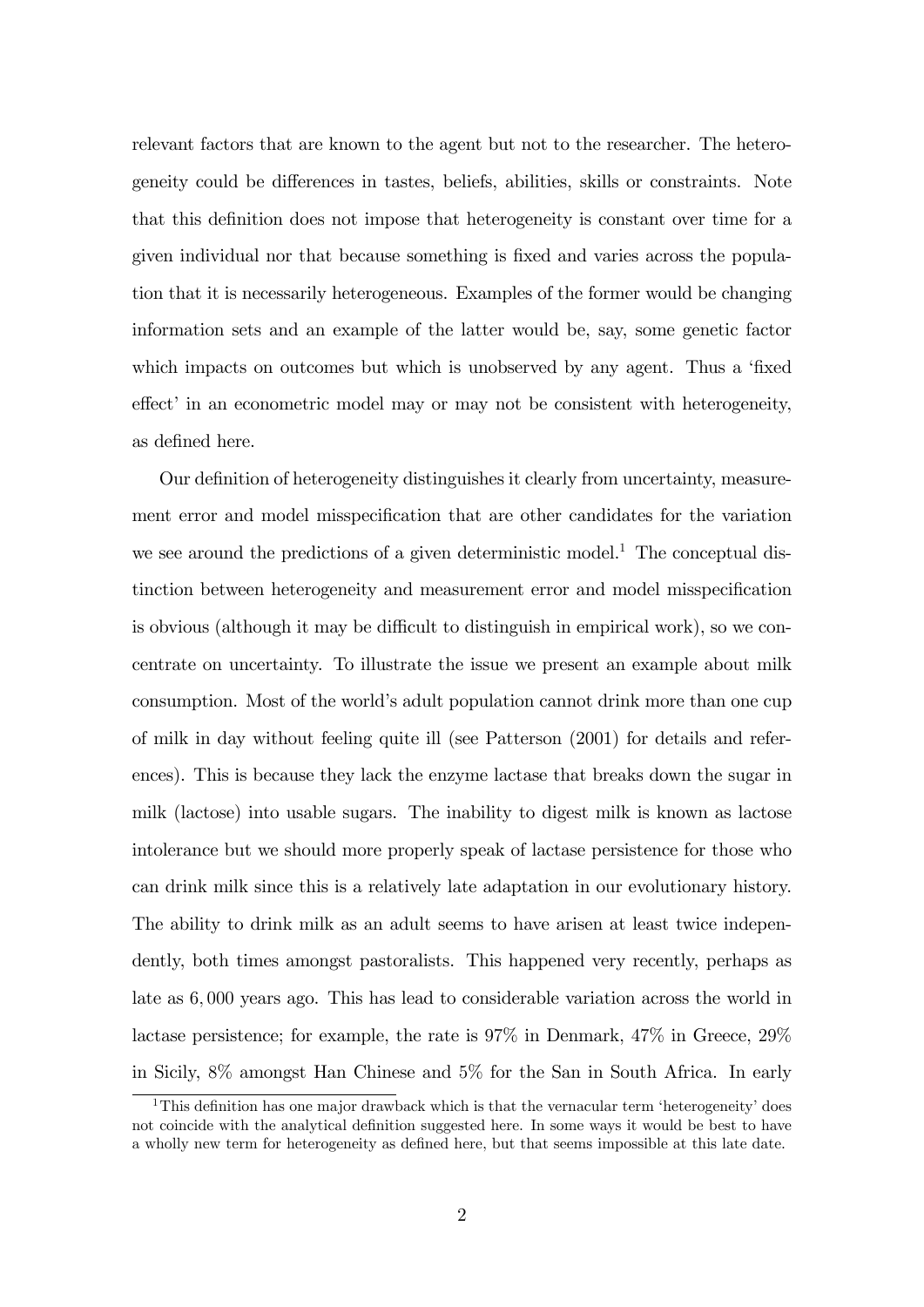relevant factors that are known to the agent but not to the researcher. The heterogeneity could be differences in tastes, beliefs, abilities, skills or constraints. Note that this definition does not impose that heterogeneity is constant over time for a given individual nor that because something is fixed and varies across the population that it is necessarily heterogeneous. Examples of the former would be changing information sets and an example of the latter would be, say, some genetic factor which impacts on outcomes but which is unobserved by any agent. Thus a 'fixed effect' in an econometric model may or may not be consistent with heterogeneity, as defined here.

Our definition of heterogeneity distinguishes it clearly from uncertainty, measurement error and model misspecification that are other candidates for the variation we see around the predictions of a given deterministic model.[1] The conceptual distinction between heterogeneity and measurement error and model misspecification is obvious (although it may be difficult to distinguish in empirical work), so we concentrate on uncertainty. To illustrate the issue we present an example about milk consumption. Most of the world's adult population cannot drink more than one cup of milk in day without feeling quite ill (see Patterson (2001) for details and references). This is because they lack the enzyme lactase that breaks down the sugar in milk (lactose) into usable sugars. The inability to digest milk is known as lactose intolerance but we should more properly speak of lactase persistence for those who can drink milk since this is a relatively late adaptation in our evolutionary history. The ability to drink milk as an adult seems to have arisen at least twice independently, both times amongst pastoralists. This happened very recently, perhaps as late as 6,000 years ago. This has lead to considerable variation across the world in lactase persistence; for example, the rate is 97% in Denmark, 47% in Greece, 29% in Sicily, 8% amongst Han Chinese and 5% for the San in South Africa. In early

[1] This definition has one major drawback which is that the vernacular term 'heterogeneity' does not coincide with the analytical definition suggested here. In some ways it would be best to have a wholly new term for heterogeneity as defined here, but that seems impossible at this late date.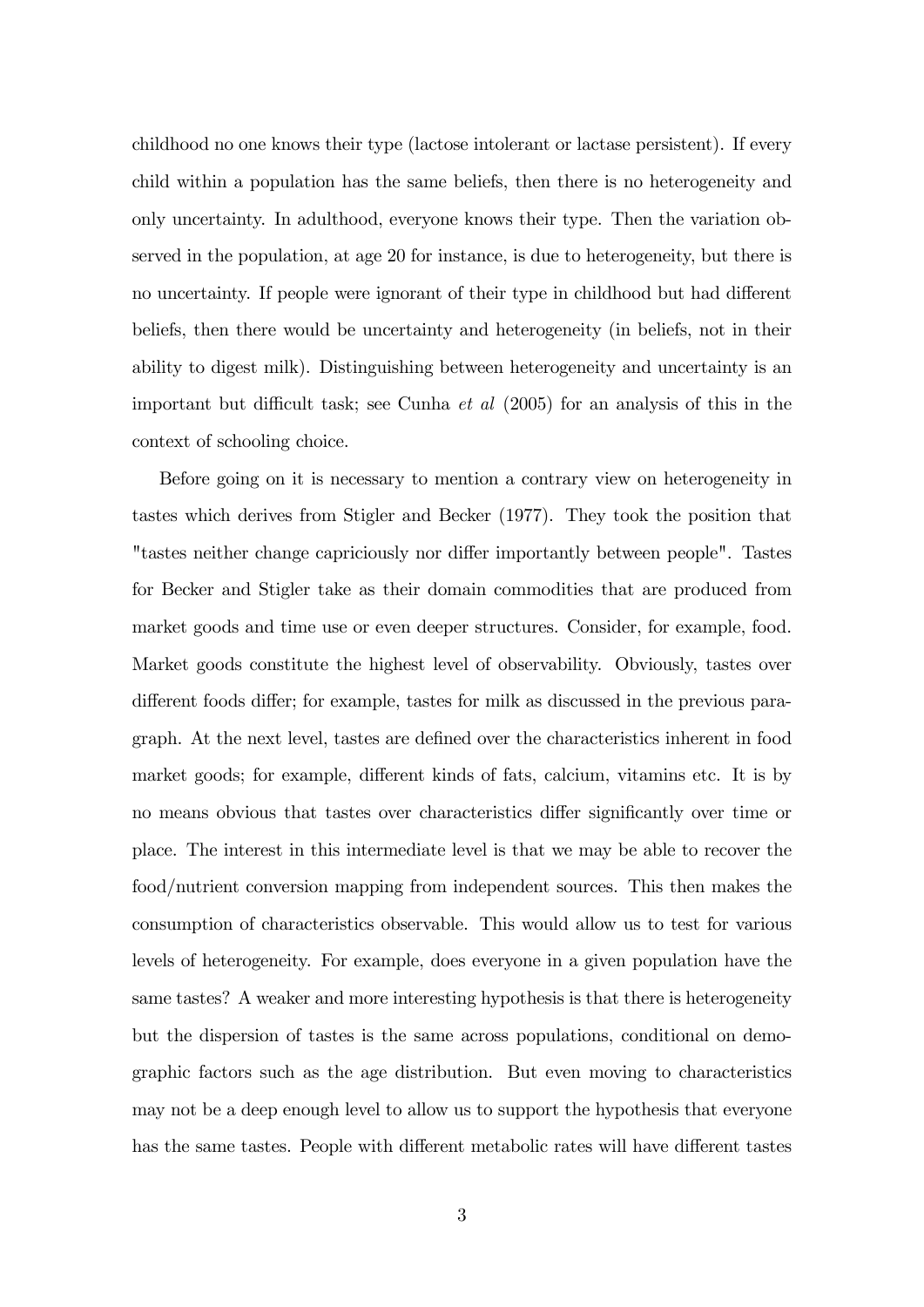childhood no one knows their type (lactose intolerant or lactase persistent). If every child within a population has the same beliefs, then there is no heterogeneity and only uncertainty. In adulthood, everyone knows their type. Then the variation observed in the population, at age 20 for instance, is due to heterogeneity, but there is no uncertainty. If people were ignorant of their type in childhood but had different beliefs, then there would be uncertainty and heterogeneity (in beliefs, not in their ability to digest milk). Distinguishing between heterogeneity and uncertainty is an important but difficult task; see Cunha *et al* (2005) for an analysis of this in the context of schooling choice.

Before going on it is necessary to mention a contrary view on heterogeneity in tastes which derives from Stigler and Becker (1977). They took the position that "tastes neither change capriciously nor differ importantly between people". Tastes for Becker and Stigler take as their domain commodities that are produced from market goods and time use or even deeper structures. Consider, for example, food. Market goods constitute the highest level of observability. Obviously, tastes over different foods differ; for example, tastes for milk as discussed in the previous paragraph. At the next level, tastes are defined over the characteristics inherent in food market goods; for example, different kinds of fats, calcium, vitamins etc. It is by no means obvious that tastes over characteristics differ significantly over time or place. The interest in this intermediate level is that we may be able to recover the food/nutrient conversion mapping from independent sources. This then makes the consumption of characteristics observable. This would allow us to test for various levels of heterogeneity. For example, does everyone in a given population have the same tastes? A weaker and more interesting hypothesis is that there is heterogeneity but the dispersion of tastes is the same across populations, conditional on demographic factors such as the age distribution. But even moving to characteristics may not be a deep enough level to allow us to support the hypothesis that everyone has the same tastes. People with different metabolic rates will have different tastes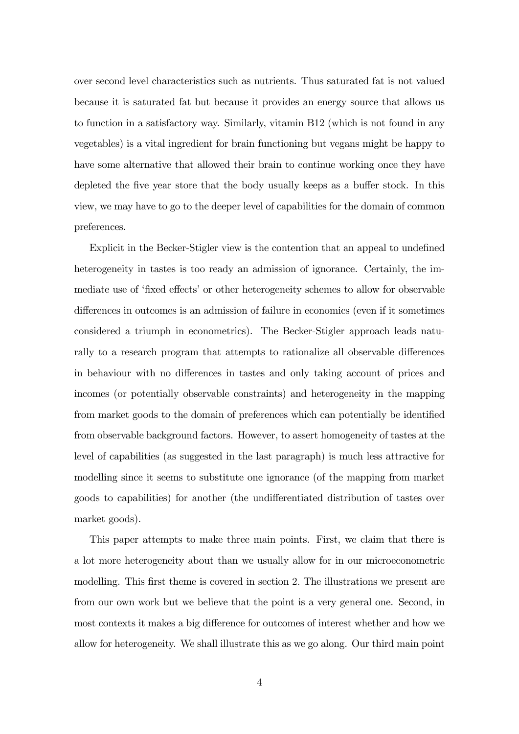over second level characteristics such as nutrients. Thus saturated fat is not valued because it is saturated fat but because it provides an energy source that allows us to function in a satisfactory way. Similarly, vitamin B12 (which is not found in any vegetables) is a vital ingredient for brain functioning but vegans might be happy to have some alternative that allowed their brain to continue working once they have depleted the five year store that the body usually keeps as a buffer stock. In this view, we may have to go to the deeper level of capabilities for the domain of common preferences.

Explicit in the Becker-Stigler view is the contention that an appeal to undefined heterogeneity in tastes is too ready an admission of ignorance. Certainly, the immediate use of 'fixed effects' or other heterogeneity schemes to allow for observable differences in outcomes is an admission of failure in economics (even if it sometimes considered a triumph in econometrics). The Becker-Stigler approach leads naturally to a research program that attempts to rationalize all observable differences in behaviour with no differences in tastes and only taking account of prices and incomes (or potentially observable constraints) and heterogeneity in the mapping from market goods to the domain of preferences which can potentially be identified from observable background factors. However, to assert homogeneity of tastes at the level of capabilities (as suggested in the last paragraph) is much less attractive for modelling since it seems to substitute one ignorance (of the mapping from market goods to capabilities) for another (the undifferentiated distribution of tastes over market goods).

This paper attempts to make three main points. First, we claim that there is a lot more heterogeneity about than we usually allow for in our microeconometric modelling. This first theme is covered in section 2. The illustrations we present are from our own work but we believe that the point is a very general one. Second, in most contexts it makes a big difference for outcomes of interest whether and how we allow for heterogeneity. We shall illustrate this as we go along. Our third main point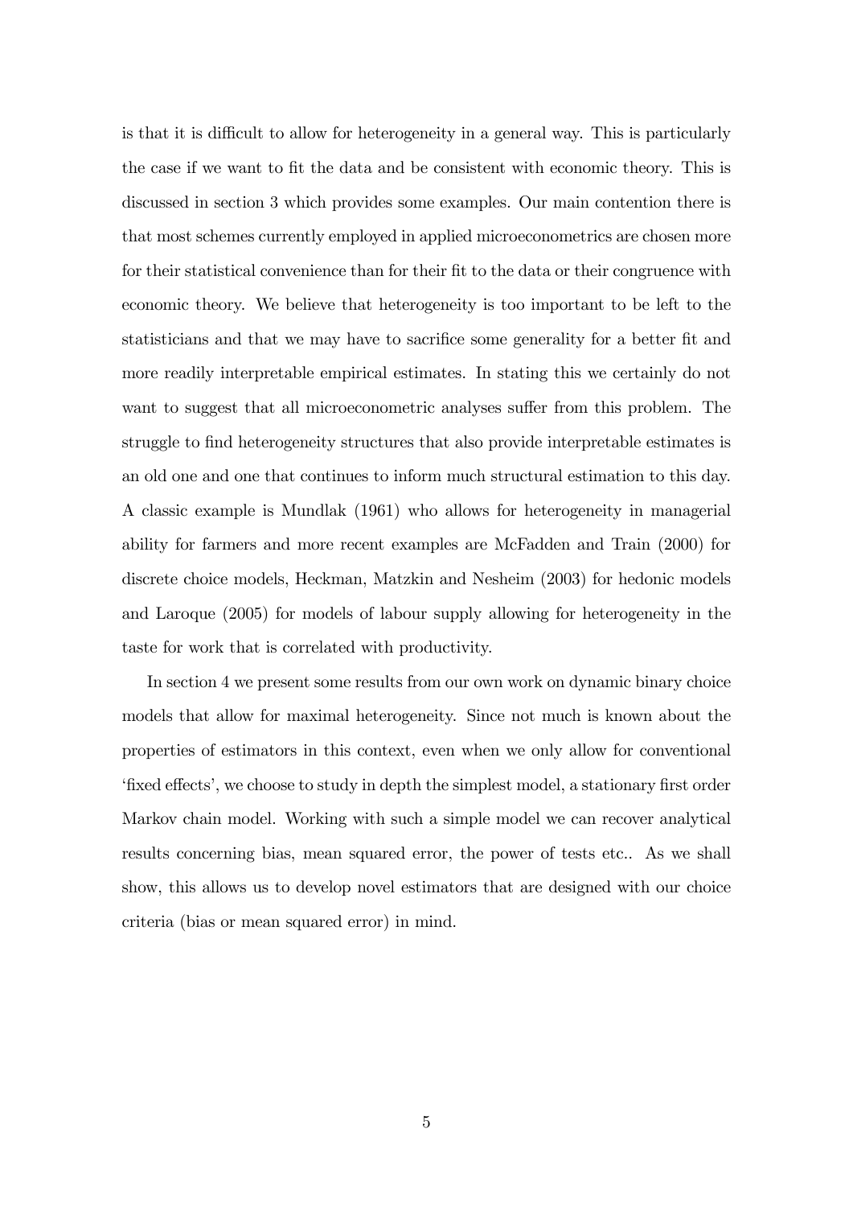is that it is difficult to allow for heterogeneity in a general way. This is particularly the case if we want to fit the data and be consistent with economic theory. This is discussed in section 3 which provides some examples. Our main contention there is that most schemes currently employed in applied microeconometrics are chosen more for their statistical convenience than for their fit to the data or their congruence with economic theory. We believe that heterogeneity is too important to be left to the statisticians and that we may have to sacrifice some generality for a better fit and more readily interpretable empirical estimates. In stating this we certainly do not want to suggest that all microeconometric analyses suffer from this problem. The struggle to find heterogeneity structures that also provide interpretable estimates is an old one and one that continues to inform much structural estimation to this day. A classic example is Mundlak (1961) who allows for heterogeneity in managerial ability for farmers and more recent examples are McFadden and Train (2000) for discrete choice models, Heckman, Matzkin and Nesheim (2003) for hedonic models and Laroque (2005) for models of labour supply allowing for heterogeneity in the taste for work that is correlated with productivity.

In section 4 we present some results from our own work on dynamic binary choice models that allow for maximal heterogeneity. Since not much is known about the properties of estimators in this context, even when we only allow for conventional 'fixed effects', we choose to study in depth the simplest model, a stationary first order Markov chain model. Working with such a simple model we can recover analytical results concerning bias, mean squared error, the power of tests etc.. As we shall show, this allows us to develop novel estimators that are designed with our choice criteria (bias or mean squared error) in mind.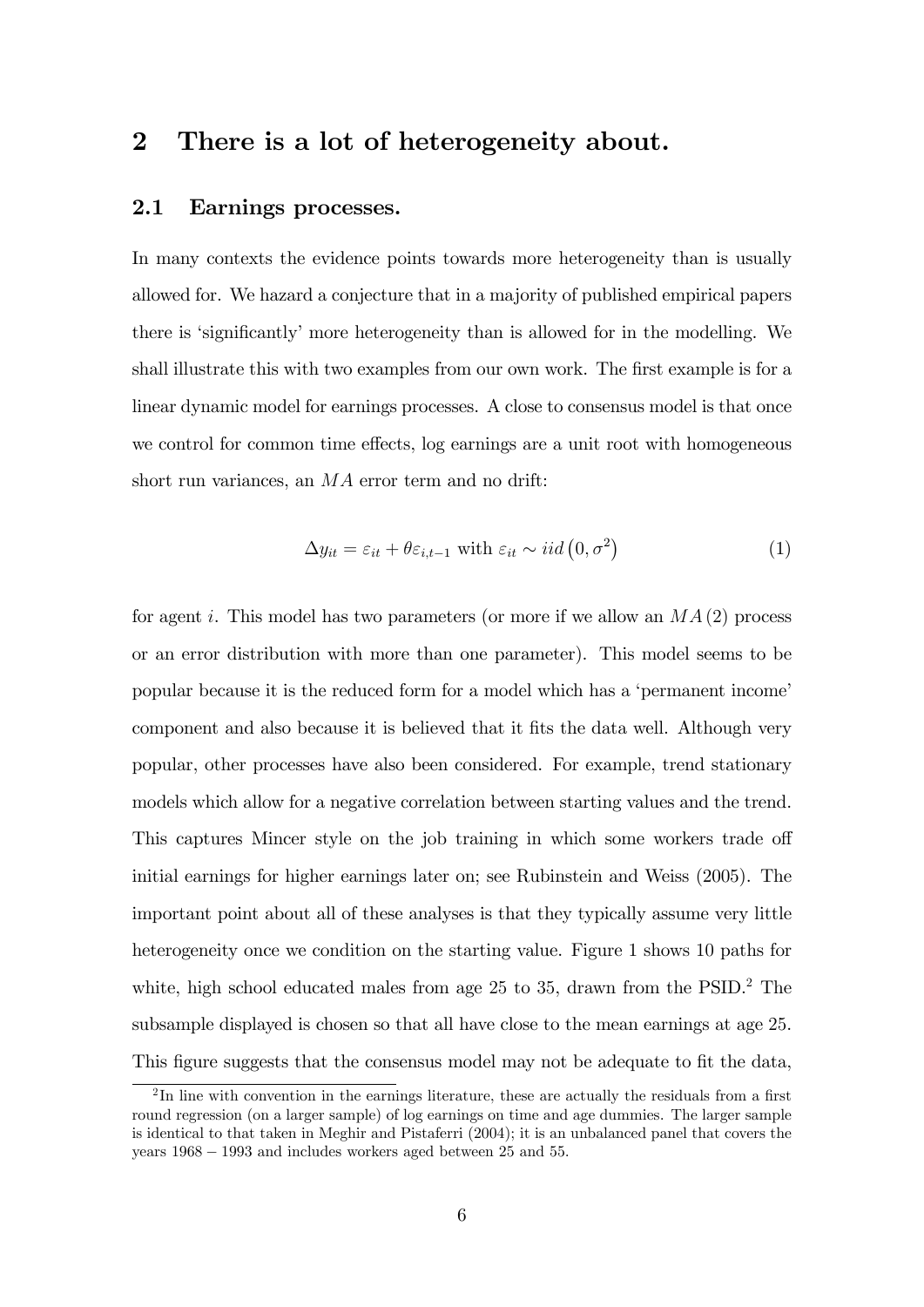## 2 There is a lot of heterogeneity about.

### 2.1 Earnings processes.

In many contexts the evidence points towards more heterogeneity than is usually allowed for. We hazard a conjecture that in a majority of published empirical papers there is 'significantly' more heterogeneity than is allowed for in the modelling. We shall illustrate this with two examples from our own work. The first example is for a linear dynamic model for earnings processes. A close to consensus model is that once we control for common time effects, log earnings are a unit root with homogeneous short run variances, an $MA$ error term and no drift:

$$\Delta y_{it} = \varepsilon_{it} + \theta \varepsilon_{i,t-1} \text{ with } \varepsilon_{it} \sim iid\left(0, \sigma^2\right) \tag{1}$$

for agent $i$. This model has two parameters (or more if we allow an $MA(2)$ process or an error distribution with more than one parameter). This model seems to be popular because it is the reduced form for a model which has a 'permanent income' component and also because it is believed that it fits the data well. Although very popular, other processes have also been considered. For example, trend stationary models which allow for a negative correlation between starting values and the trend. This captures Mincer style on the job training in which some workers trade off initial earnings for higher earnings later on; see Rubinstein and Weiss (2005). The important point about all of these analyses is that they typically assume very little heterogeneity once we condition on the starting value. Figure 1 shows 10 paths for white, high school educated males from age 25 to 35, drawn from the PSID.[2] The subsample displayed is chosen so that all have close to the mean earnings at age 25. This figure suggests that the consensus model may not be adequate to fit the data,

[2] In line with convention in the earnings literature, these are actually the residuals from a first round regression (on a larger sample) of log earnings on time and age dummies. The larger sample is identical to that taken in Meghir and Pistaferri (2004); it is an unbalanced panel that covers the years $1968 - 1993$ and includes workers aged between 25 and 55.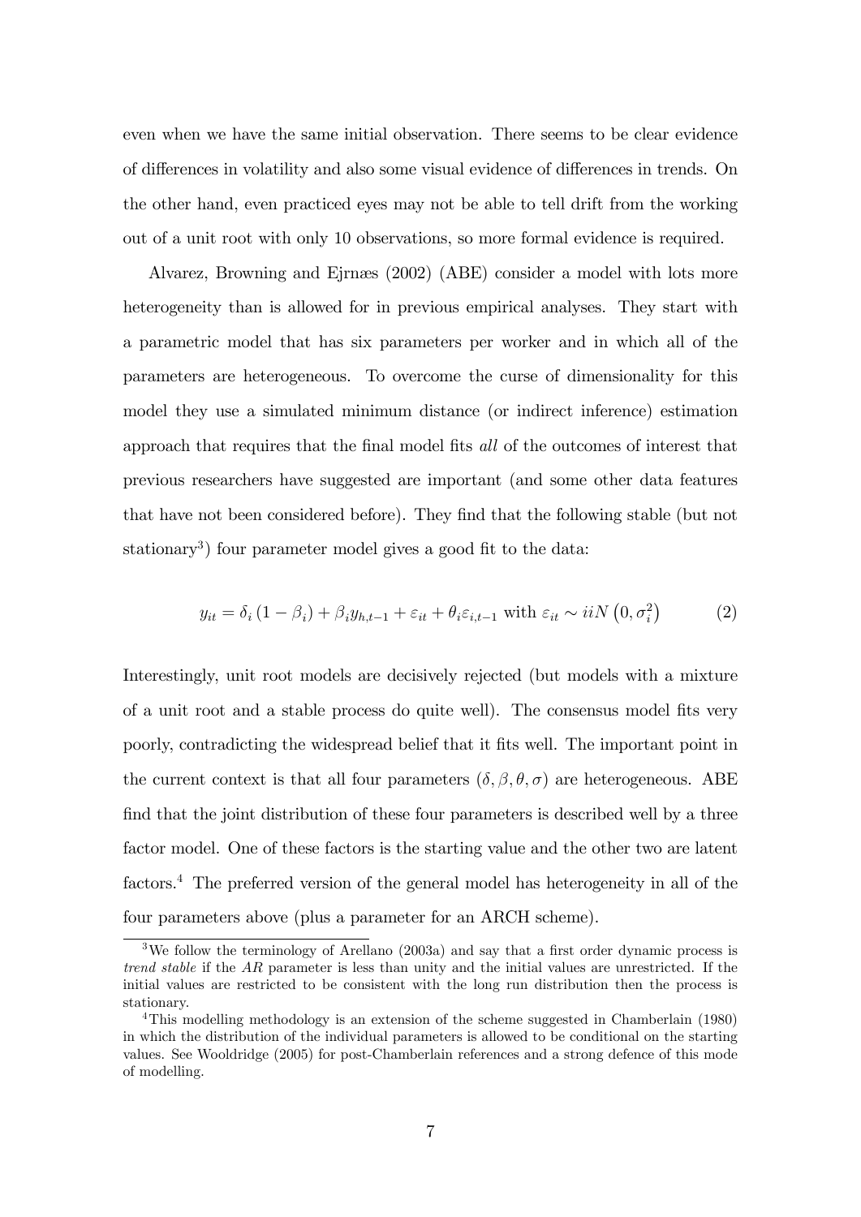even when we have the same initial observation. There seems to be clear evidence of differences in volatility and also some visual evidence of differences in trends. On the other hand, even practiced eyes may not be able to tell drift from the working out of a unit root with only 10 observations, so more formal evidence is required.

Alvarez, Browning and Ejrnæs (2002) (ABE) consider a model with lots more heterogeneity than is allowed for in previous empirical analyses. They start with a parametric model that has six parameters per worker and in which all of the parameters are heterogeneous. To overcome the curse of dimensionality for this model they use a simulated minimum distance (or indirect inference) estimation approach that requires that the final model fits *all* of the outcomes of interest that previous researchers have suggested are important (and some other data features that have not been considered before). They find that the following stable (but not stationary[3]) four parameter model gives a good fit to the data:

$$y_{it} = \delta_i (1 - \beta_i) + \beta_i y_{h,t-1} + \varepsilon_{it} + \theta_i \varepsilon_{i,t-1} \text{ with } \varepsilon_{it} \sim iiN\left(0, \sigma_i^2\right) \tag{2}$$

Interestingly, unit root models are decisively rejected (but models with a mixture of a unit root and a stable process do quite well). The consensus model fits very poorly, contradicting the widespread belief that it fits well. The important point in the current context is that all four parameters $(\delta, \beta, \theta, \sigma)$ are heterogeneous. ABE find that the joint distribution of these four parameters is described well by a three factor model. One of these factors is the starting value and the other two are latent factors.[4] The preferred version of the general model has heterogeneity in all of the four parameters above (plus a parameter for an ARCH scheme).

[3] We follow the terminology of Arellano (2003a) and say that a first order dynamic process is *trend stable* if the *AR* parameter is less than unity and the initial values are unrestricted. If the initial values are restricted to be consistent with the long run distribution then the process is stationary.

[4] This modelling methodology is an extension of the scheme suggested in Chamberlain (1980) in which the distribution of the individual parameters is allowed to be conditional on the starting values. See Wooldridge (2005) for post-Chamberlain references and a strong defence of this mode of modelling.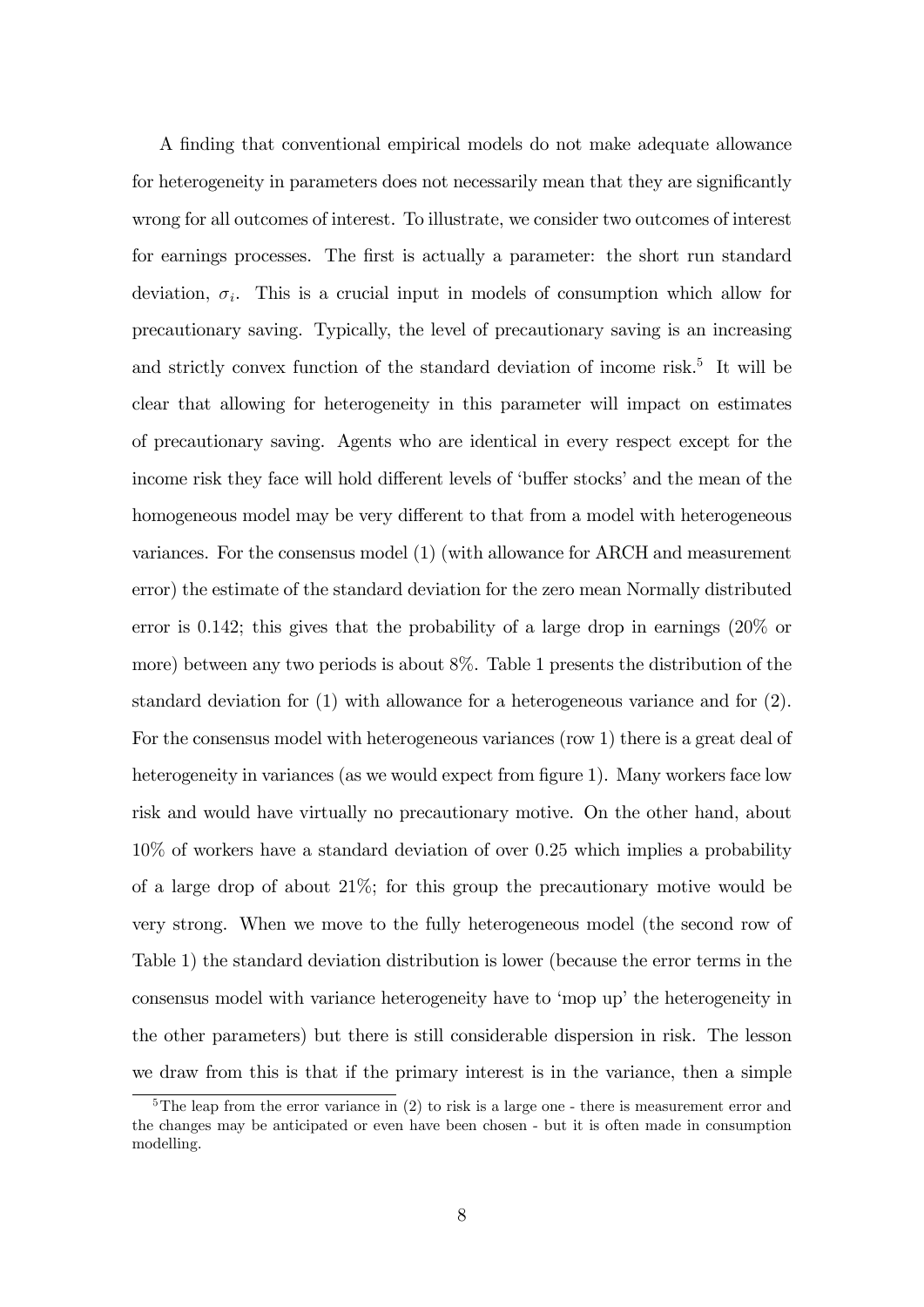A finding that conventional empirical models do not make adequate allowance for heterogeneity in parameters does not necessarily mean that they are significantly wrong for all outcomes of interest. To illustrate, we consider two outcomes of interest for earnings processes. The first is actually a parameter: the short run standard deviation, $\sigma_i$. This is a crucial input in models of consumption which allow for precautionary saving. Typically, the level of precautionary saving is an increasing and strictly convex function of the standard deviation of income risk.[5] It will be clear that allowing for heterogeneity in this parameter will impact on estimates of precautionary saving. Agents who are identical in every respect except for the income risk they face will hold different levels of 'buffer stocks' and the mean of the homogeneous model may be very different to that from a model with heterogeneous variances. For the consensus model (1) (with allowance for ARCH and measurement error) the estimate of the standard deviation for the zero mean Normally distributed error is 0.142; this gives that the probability of a large drop in earnings (20% or more) between any two periods is about 8%. Table 1 presents the distribution of the standard deviation for (1) with allowance for a heterogeneous variance and for (2). For the consensus model with heterogeneous variances (row 1) there is a great deal of heterogeneity in variances (as we would expect from figure 1). Many workers face low risk and would have virtually no precautionary motive. On the other hand, about 10% of workers have a standard deviation of over 0.25 which implies a probability of a large drop of about 21%; for this group the precautionary motive would be very strong. When we move to the fully heterogeneous model (the second row of Table 1) the standard deviation distribution is lower (because the error terms in the consensus model with variance heterogeneity have to 'mop up' the heterogeneity in the other parameters) but there is still considerable dispersion in risk. The lesson we draw from this is that if the primary interest is in the variance, then a simple

[5] The leap from the error variance in (2) to risk is a large one - there is measurement error and the changes may be anticipated or even have been chosen - but it is often made in consumption modelling.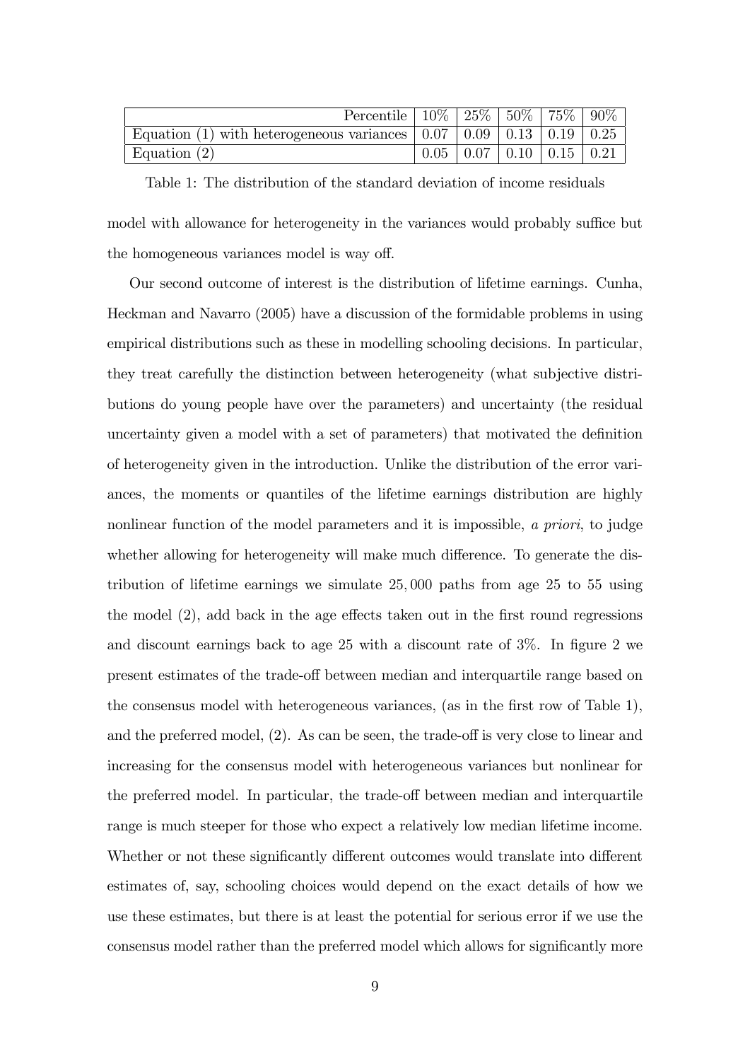| Percentile | 10% | 25% | 50% | 75% | 90% |
|---|---|---|---|---|---|
| Equation (1) with heterogeneous variances | 0.07 | 0.09 | 0.13 | 0.19 | 0.25 |
| Equation (2) | 0.05 | 0.07 | 0.10 | 0.15 | 0.21 |

Table 1: The distribution of the standard deviation of income residuals

model with allowance for heterogeneity in the variances would probably suffice but the homogeneous variances model is way off.

Our second outcome of interest is the distribution of lifetime earnings. Cunha, Heckman and Navarro (2005) have a discussion of the formidable problems in using empirical distributions such as these in modelling schooling decisions. In particular, they treat carefully the distinction between heterogeneity (what subjective distributions do young people have over the parameters) and uncertainty (the residual uncertainty given a model with a set of parameters) that motivated the definition of heterogeneity given in the introduction. Unlike the distribution of the error variances, the moments or quantiles of the lifetime earnings distribution are highly nonlinear function of the model parameters and it is impossible, *a priori*, to judge whether allowing for heterogeneity will make much difference. To generate the distribution of lifetime earnings we simulate 25,000 paths from age 25 to 55 using the model (2), add back in the age effects taken out in the first round regressions and discount earnings back to age 25 with a discount rate of 3%. In figure 2 we present estimates of the trade-off between median and interquartile range based on the consensus model with heterogeneous variances, (as in the first row of Table 1), and the preferred model, (2). As can be seen, the trade-off is very close to linear and increasing for the consensus model with heterogeneous variances but nonlinear for the preferred model. In particular, the trade-off between median and interquartile range is much steeper for those who expect a relatively low median lifetime income. Whether or not these significantly different outcomes would translate into different estimates of, say, schooling choices would depend on the exact details of how we use these estimates, but there is at least the potential for serious error if we use the consensus model rather than the preferred model which allows for significantly more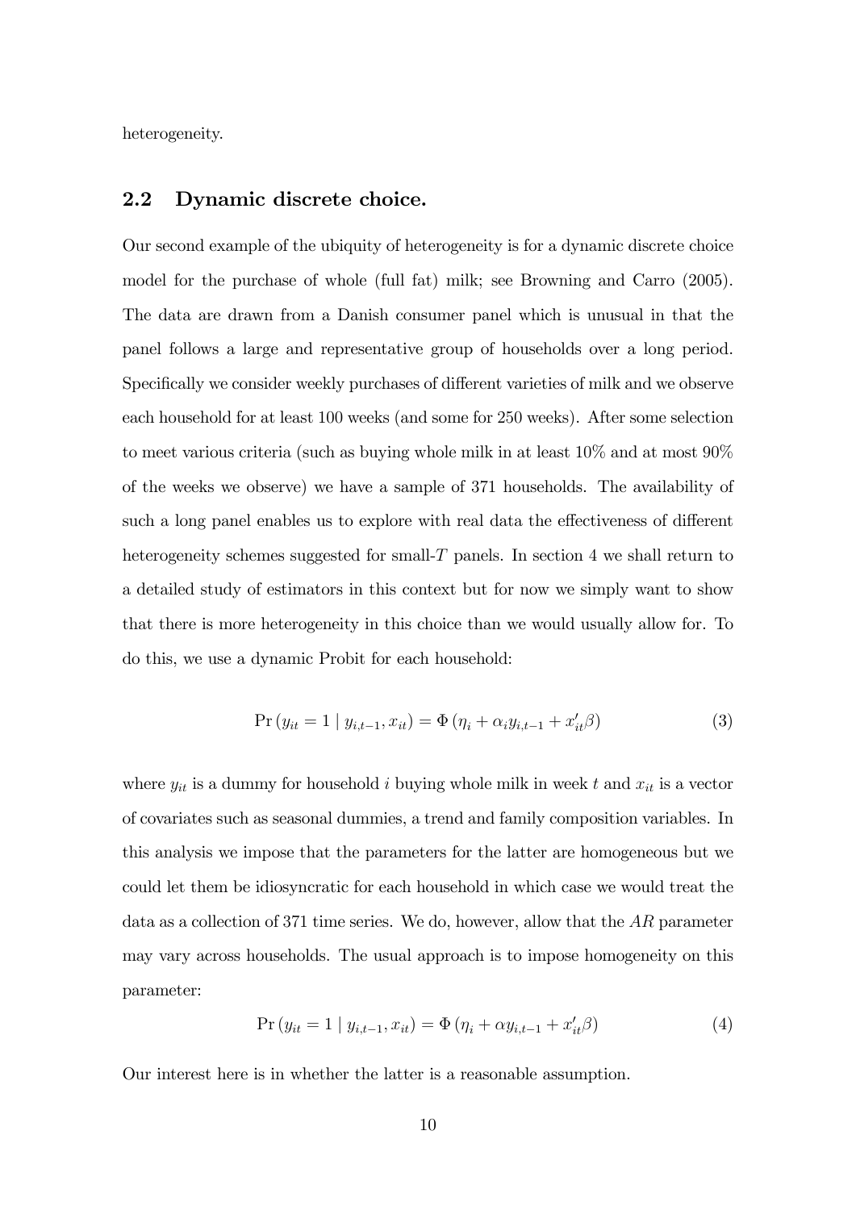heterogeneity.

## 2.2 Dynamic discrete choice.

Our second example of the ubiquity of heterogeneity is for a dynamic discrete choice model for the purchase of whole (full fat) milk; see Browning and Carro (2005). The data are drawn from a Danish consumer panel which is unusual in that the panel follows a large and representative group of households over a long period. Specifically we consider weekly purchases of different varieties of milk and we observe each household for at least 100 weeks (and some for 250 weeks). After some selection to meet various criteria (such as buying whole milk in at least 10% and at most 90% of the weeks we observe) we have a sample of 371 households. The availability of such a long panel enables us to explore with real data the effectiveness of different heterogeneity schemes suggested for small-$T$ panels. In section 4 we shall return to a detailed study of estimators in this context but for now we simply want to show that there is more heterogeneity in this choice than we would usually allow for. To do this, we use a dynamic Probit for each household:

$$\Pr\left(y_{it} = 1 \mid y_{i,t-1}, x_{it}\right) = \Phi\left(\eta_i + \alpha_i y_{i,t-1} + x_{it}'\beta\right) \tag{3}$$

where $y_{it}$ is a dummy for household $i$ buying whole milk in week $t$ and $x_{it}$ is a vector of covariates such as seasonal dummies, a trend and family composition variables. In this analysis we impose that the parameters for the latter are homogeneous but we could let them be idiosyncratic for each household in which case we would treat the data as a collection of 371 time series. We do, however, allow that the $AR$ parameter may vary across households. The usual approach is to impose homogeneity on this parameter:

$$\Pr\left(y_{it} = 1 \mid y_{i,t-1}, x_{it}\right) = \Phi\left(\eta_i + \alpha y_{i,t-1} + x_{it}'\beta\right) \tag{4}$$

Our interest here is in whether the latter is a reasonable assumption.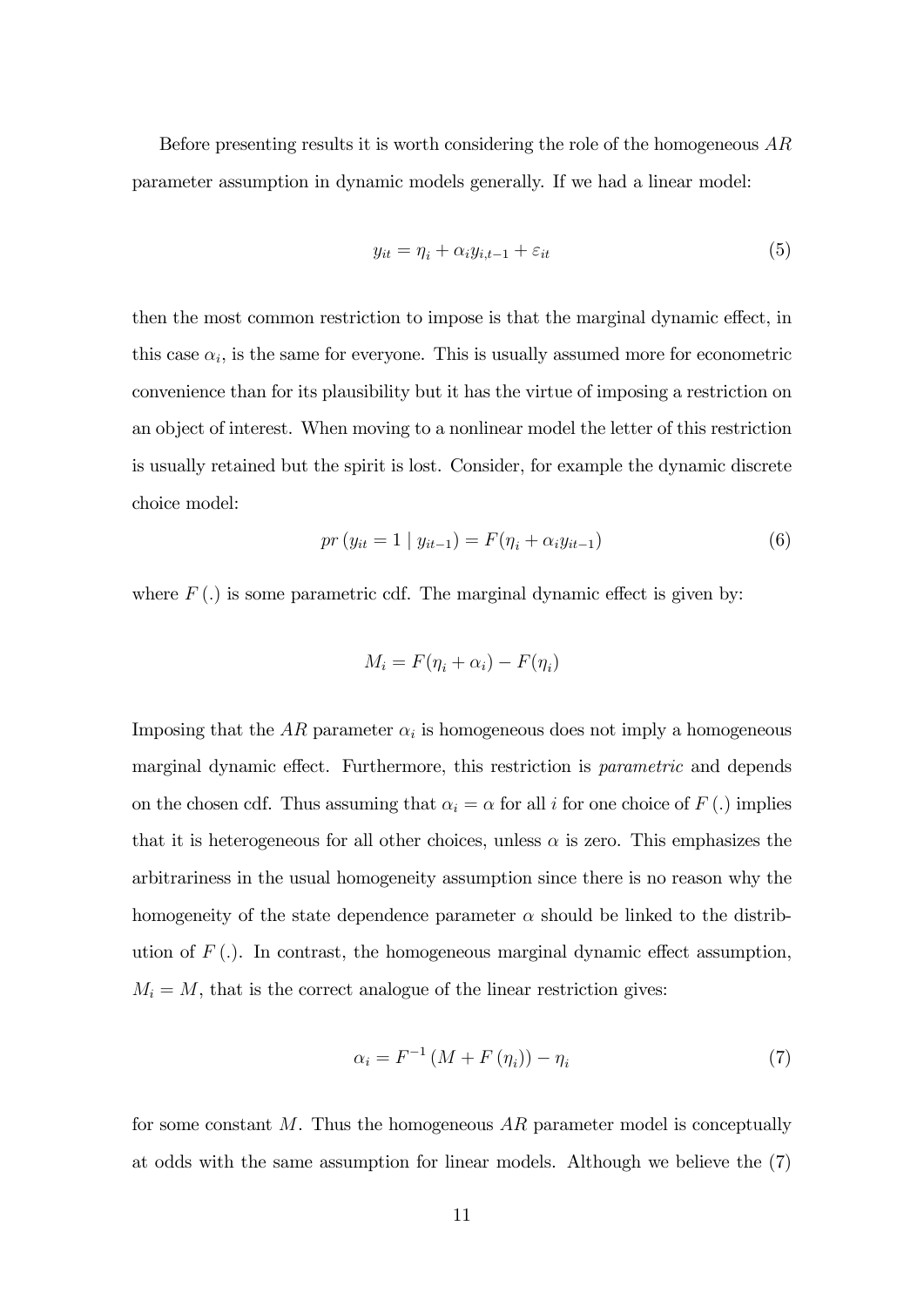Before presenting results it is worth considering the role of the homogeneous $AR$ parameter assumption in dynamic models generally. If we had a linear model:

$$y_{it} = \eta_i + \alpha_i y_{i,t-1} + \varepsilon_{it} \tag{5}$$

then the most common restriction to impose is that the marginal dynamic effect, in this case $\alpha_i$, is the same for everyone. This is usually assumed more for econometric convenience than for its plausibility but it has the virtue of imposing a restriction on an object of interest. When moving to a nonlinear model the letter of this restriction is usually retained but the spirit is lost. Consider, for example the dynamic discrete choice model:

$$pr\left(y_{it} = 1 \mid y_{it-1}\right) = F(\eta_i + \alpha_i y_{it-1}) \tag{6}$$

where $F(.)$ is some parametric cdf. The marginal dynamic effect is given by:

$$M_i = F(\eta_i + \alpha_i) - F(\eta_i)$$

Imposing that the $AR$ parameter $\alpha_i$ is homogeneous does not imply a homogeneous marginal dynamic effect. Furthermore, this restriction is *parametric* and depends on the chosen cdf. Thus assuming that $\alpha_i = \alpha$ for all $i$ for one choice of $F(.)$ implies that it is heterogeneous for all other choices, unless $\alpha$ is zero. This emphasizes the arbitrariness in the usual homogeneity assumption since there is no reason why the homogeneity of the state dependence parameter $\alpha$ should be linked to the distribution of $F(.)$. In contrast, the homogeneous marginal dynamic effect assumption, $M_i = M$, that is the correct analogue of the linear restriction gives:

$$\alpha_i = F^{-1}\left(M + F\left(\eta_i\right)\right) - \eta_i \tag{7}$$

for some constant $M$. Thus the homogeneous $AR$ parameter model is conceptually at odds with the same assumption for linear models. Although we believe the (7)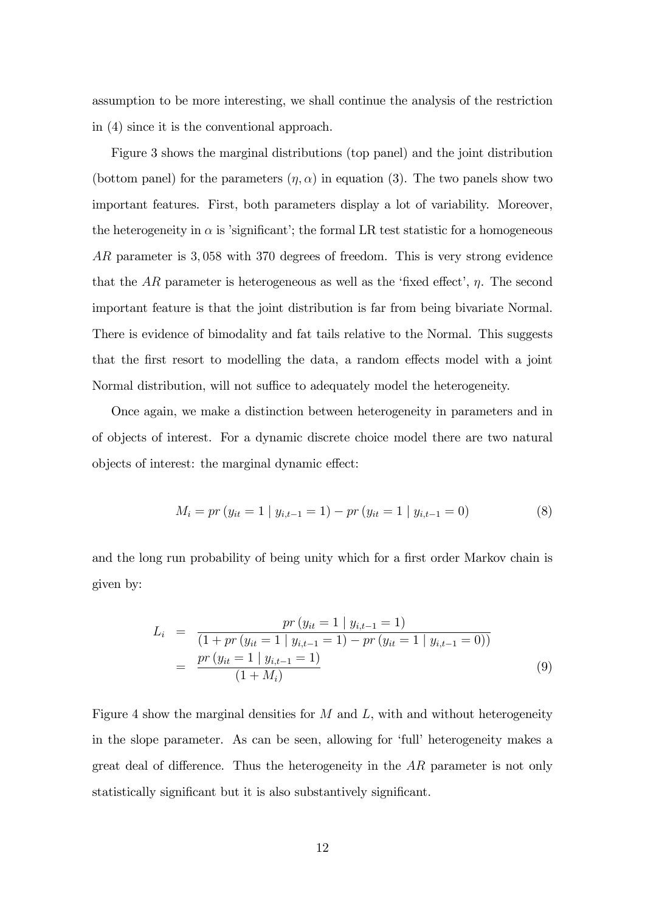assumption to be more interesting, we shall continue the analysis of the restriction in (4) since it is the conventional approach.

Figure 3 shows the marginal distributions (top panel) and the joint distribution (bottom panel) for the parameters $(\eta, \alpha)$ in equation (3). The two panels show two important features. First, both parameters display a lot of variability. Moreover, the heterogeneity in $\alpha$ is 'significant'; the formal LR test statistic for a homogeneous $AR$ parameter is $3,058$ with 370 degrees of freedom. This is very strong evidence that the $AR$ parameter is heterogeneous as well as the 'fixed effect', $\eta$. The second important feature is that the joint distribution is far from being bivariate Normal. There is evidence of bimodality and fat tails relative to the Normal. This suggests that the first resort to modelling the data, a random effects model with a joint Normal distribution, will not suffice to adequately model the heterogeneity.

Once again, we make a distinction between heterogeneity in parameters and in of objects of interest. For a dynamic discrete choice model there are two natural objects of interest: the marginal dynamic effect:

$$M_i = pr\left(y_{it} = 1 \mid y_{i,t-1} = 1\right) - pr\left(y_{it} = 1 \mid y_{i,t-1} = 0\right) \tag{8}$$

and the long run probability of being unity which for a first order Markov chain is given by:

$$\begin{aligned} L_i &= \frac{pr\left(y_{it} = 1 \mid y_{i,t-1} = 1\right)}{\left(1 + pr\left(y_{it} = 1 \mid y_{i,t-1} = 1\right) - pr\left(y_{it} = 1 \mid y_{i,t-1} = 0\right)\right)} \\ &= \frac{pr\left(y_{it} = 1 \mid y_{i,t-1} = 1\right)}{\left(1 + M_i\right)} \end{aligned} \tag{9}$$

Figure 4 show the marginal densities for $M$ and $L$, with and without heterogeneity in the slope parameter. As can be seen, allowing for 'full' heterogeneity makes a great deal of difference. Thus the heterogeneity in the $AR$ parameter is not only statistically significant but it is also substantively significant.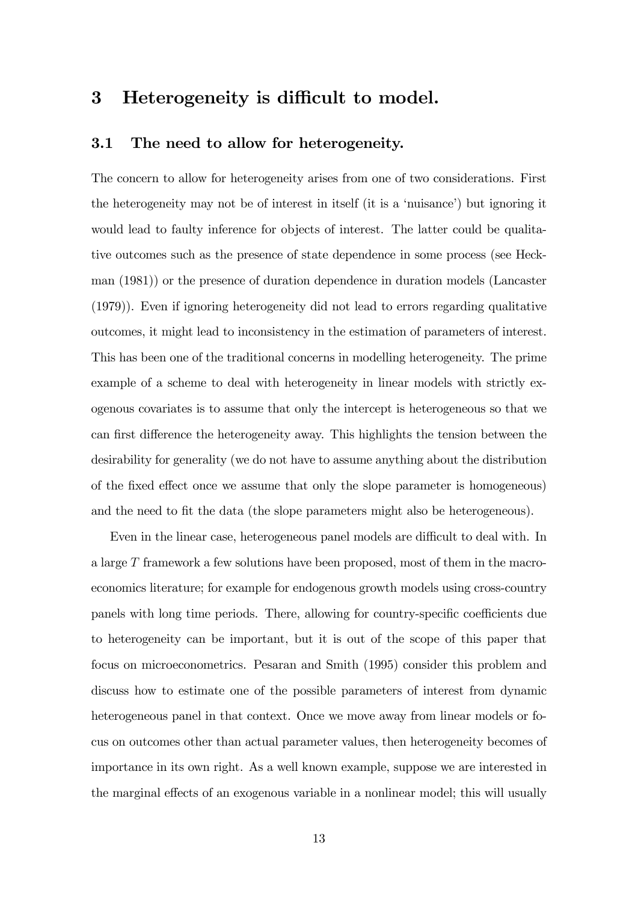# 3 Heterogeneity is difficult to model.

## 3.1 The need to allow for heterogeneity.

The concern to allow for heterogeneity arises from one of two considerations. First the heterogeneity may not be of interest in itself (it is a 'nuisance') but ignoring it would lead to faulty inference for objects of interest. The latter could be qualitative outcomes such as the presence of state dependence in some process (see Heckman (1981)) or the presence of duration dependence in duration models (Lancaster (1979)). Even if ignoring heterogeneity did not lead to errors regarding qualitative outcomes, it might lead to inconsistency in the estimation of parameters of interest. This has been one of the traditional concerns in modelling heterogeneity. The prime example of a scheme to deal with heterogeneity in linear models with strictly exogenous covariates is to assume that only the intercept is heterogeneous so that we can first difference the heterogeneity away. This highlights the tension between the desirability for generality (we do not have to assume anything about the distribution of the fixed effect once we assume that only the slope parameter is homogeneous) and the need to fit the data (the slope parameters might also be heterogeneous).

Even in the linear case, heterogeneous panel models are difficult to deal with. In a large $T$ framework a few solutions have been proposed, most of them in the macroeconomics literature; for example for endogenous growth models using cross-country panels with long time periods. There, allowing for country-specific coefficients due to heterogeneity can be important, but it is out of the scope of this paper that focus on microeconometrics. Pesaran and Smith (1995) consider this problem and discuss how to estimate one of the possible parameters of interest from dynamic heterogeneous panel in that context. Once we move away from linear models or focus on outcomes other than actual parameter values, then heterogeneity becomes of importance in its own right. As a well known example, suppose we are interested in the marginal effects of an exogenous variable in a nonlinear model; this will usually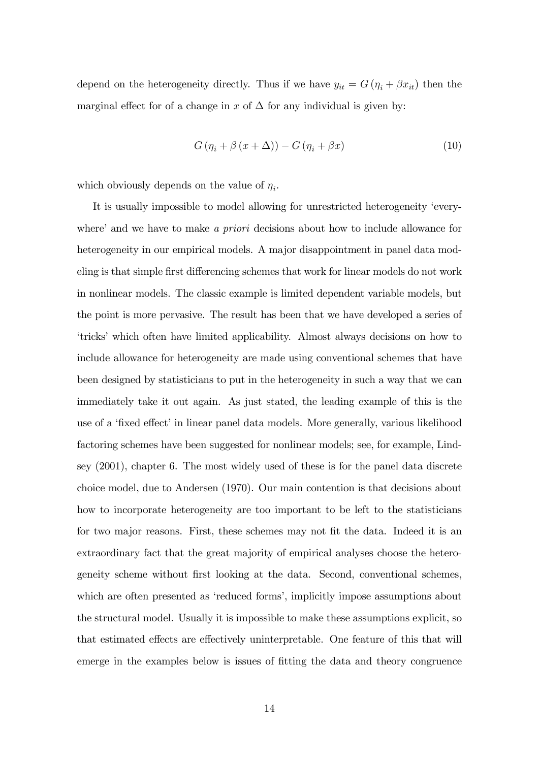depend on the heterogeneity directly. Thus if we have $y_{it} = G(\eta_i + \beta x_{it})$ then the marginal effect for of a change in $x$ of $\Delta$ for any individual is given by:

$$G(\eta_i + \beta(x + \Delta)) - G(\eta_i + \beta x) \tag{10}$$

which obviously depends on the value of $\eta_i$.

It is usually impossible to model allowing for unrestricted heterogeneity 'everywhere' and we have to make *a priori* decisions about how to include allowance for heterogeneity in our empirical models. A major disappointment in panel data modeling is that simple first differencing schemes that work for linear models do not work in nonlinear models. The classic example is limited dependent variable models, but the point is more pervasive. The result has been that we have developed a series of 'tricks' which often have limited applicability. Almost always decisions on how to include allowance for heterogeneity are made using conventional schemes that have been designed by statisticians to put in the heterogeneity in such a way that we can immediately take it out again. As just stated, the leading example of this is the use of a 'fixed effect' in linear panel data models. More generally, various likelihood factoring schemes have been suggested for nonlinear models; see, for example, Lindsey (2001), chapter 6. The most widely used of these is for the panel data discrete choice model, due to Andersen (1970). Our main contention is that decisions about how to incorporate heterogeneity are too important to be left to the statisticians for two major reasons. First, these schemes may not fit the data. Indeed it is an extraordinary fact that the great majority of empirical analyses choose the heterogeneity scheme without first looking at the data. Second, conventional schemes, which are often presented as 'reduced forms', implicitly impose assumptions about the structural model. Usually it is impossible to make these assumptions explicit, so that estimated effects are effectively uninterpretable. One feature of this that will emerge in the examples below is issues of fitting the data and theory congruence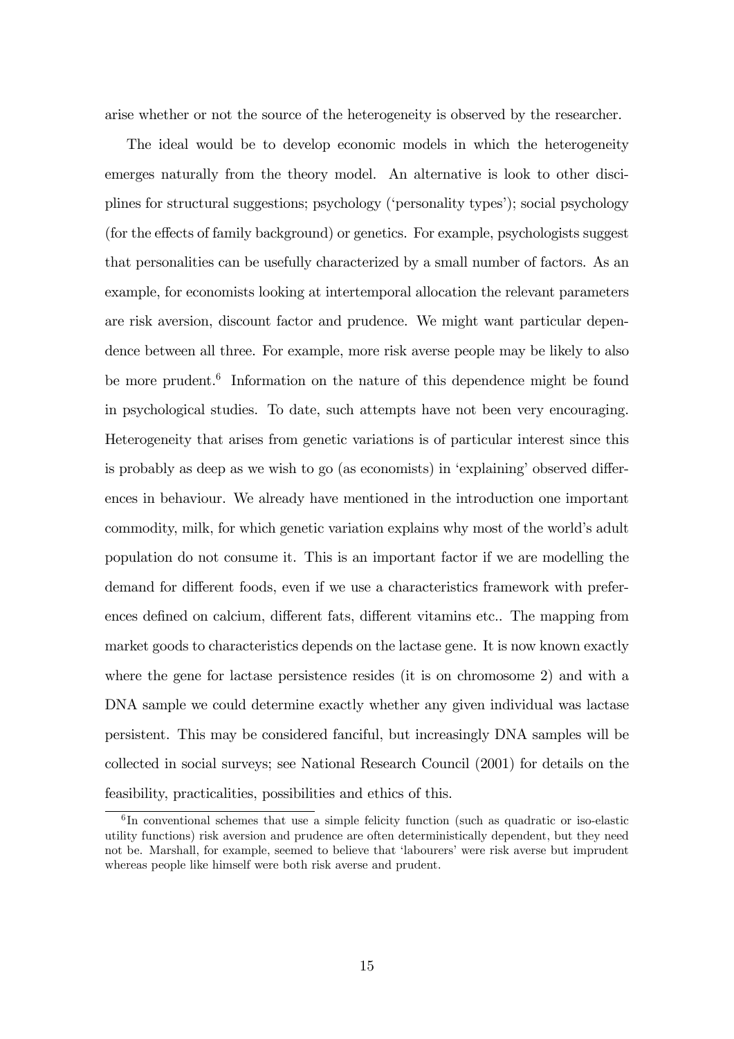arise whether or not the source of the heterogeneity is observed by the researcher.

The ideal would be to develop economic models in which the heterogeneity emerges naturally from the theory model. An alternative is look to other disciplines for structural suggestions; psychology ('personality types'); social psychology (for the effects of family background) or genetics. For example, psychologists suggest that personalities can be usefully characterized by a small number of factors. As an example, for economists looking at intertemporal allocation the relevant parameters are risk aversion, discount factor and prudence. We might want particular dependence between all three. For example, more risk averse people may be likely to also be more prudent.[6] Information on the nature of this dependence might be found in psychological studies. To date, such attempts have not been very encouraging. Heterogeneity that arises from genetic variations is of particular interest since this is probably as deep as we wish to go (as economists) in 'explaining' observed differences in behaviour. We already have mentioned in the introduction one important commodity, milk, for which genetic variation explains why most of the world's adult population do not consume it. This is an important factor if we are modelling the demand for different foods, even if we use a characteristics framework with preferences defined on calcium, different fats, different vitamins etc.. The mapping from market goods to characteristics depends on the lactase gene. It is now known exactly where the gene for lactase persistence resides (it is on chromosome 2) and with a DNA sample we could determine exactly whether any given individual was lactase persistent. This may be considered fanciful, but increasingly DNA samples will be collected in social surveys; see National Research Council (2001) for details on the feasibility, practicalities, possibilities and ethics of this.

[6] In conventional schemes that use a simple felicity function (such as quadratic or iso-elastic utility functions) risk aversion and prudence are often deterministically dependent, but they need not be. Marshall, for example, seemed to believe that 'labourers' were risk averse but imprudent whereas people like himself were both risk averse and prudent.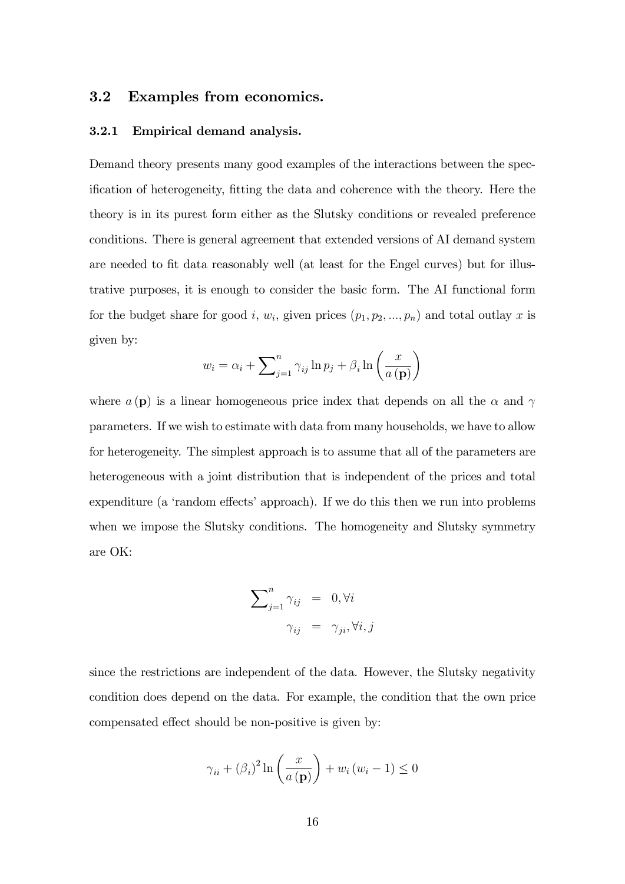## 3.2 Examples from economics.

### 3.2.1 Empirical demand analysis.

Demand theory presents many good examples of the interactions between the specification of heterogeneity, fitting the data and coherence with the theory. Here the theory is in its purest form either as the Slutsky conditions or revealed preference conditions. There is general agreement that extended versions of AI demand system are needed to fit data reasonably well (at least for the Engel curves) but for illustrative purposes, it is enough to consider the basic form. The AI functional form for the budget share for good $i$, $w_i$, given prices $(p_1, p_2, ..., p_n)$ and total outlay $x$ is given by:

$$w_i = \alpha_i + \sum\nolimits_{j=1}^{n} \gamma_{ij} \ln p_j + \beta_i \ln \left( \frac{x}{a(\mathbf{p})} \right)$$

where $a(\mathbf{p})$ is a linear homogeneous price index that depends on all the $\alpha$ and $\gamma$ parameters. If we wish to estimate with data from many households, we have to allow for heterogeneity. The simplest approach is to assume that all of the parameters are heterogeneous with a joint distribution that is independent of the prices and total expenditure (a 'random effects' approach). If we do this then we run into problems when we impose the Slutsky conditions. The homogeneity and Slutsky symmetry are OK:

$$\begin{aligned} \sum\nolimits_{j=1}^{n} \gamma_{ij} &= 0, \forall i \\ \gamma_{ij} &= \gamma_{ji}, \forall i, j \end{aligned}$$

since the restrictions are independent of the data. However, the Slutsky negativity condition does depend on the data. For example, the condition that the own price compensated effect should be non-positive is given by:

$$\gamma_{ii} + (\beta_i)^2 \ln \left( \frac{x}{a(\mathbf{p})} \right) + w_i (w_i - 1) \leq 0$$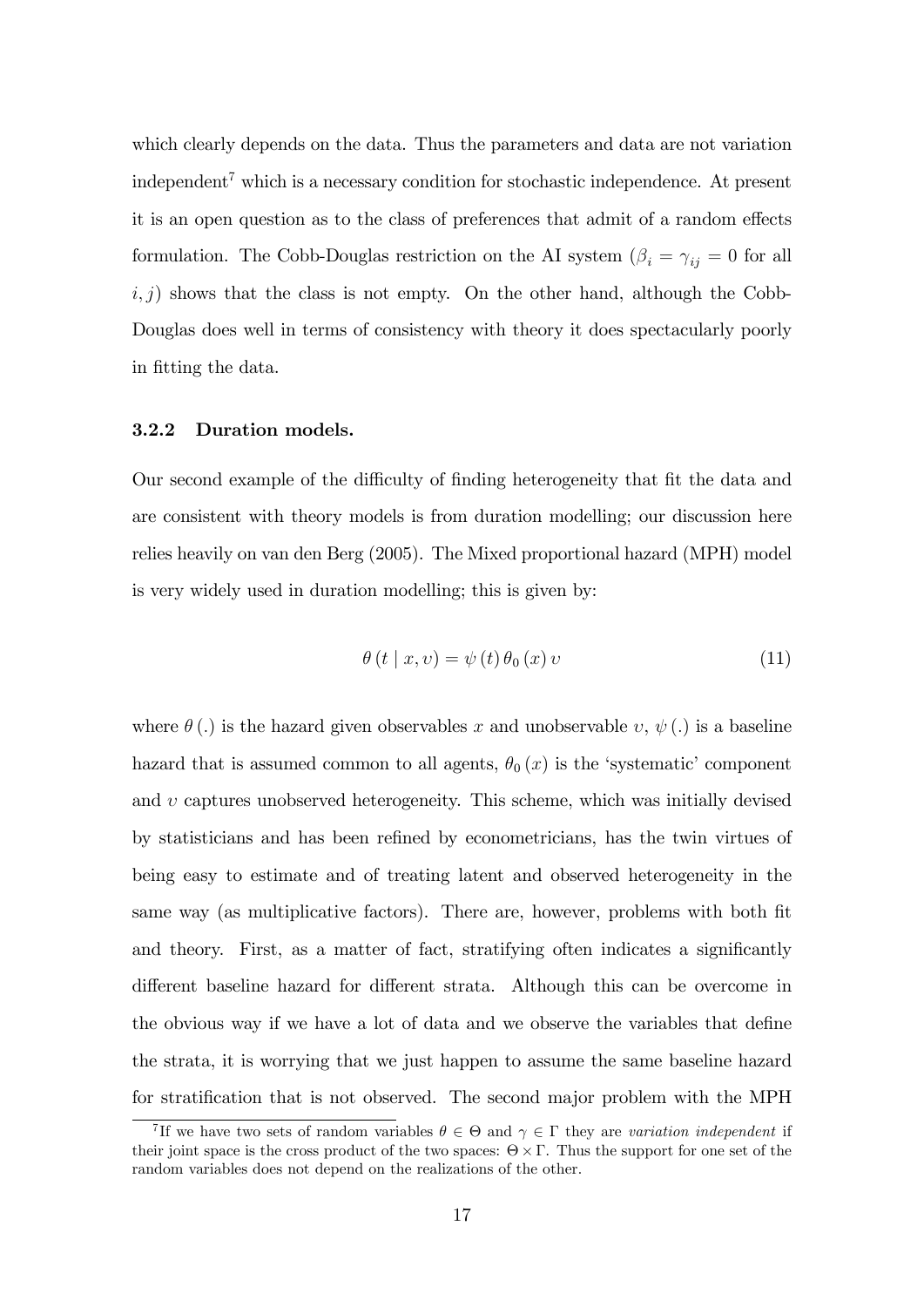which clearly depends on the data. Thus the parameters and data are not variation independent[7] which is a necessary condition for stochastic independence. At present it is an open question as to the class of preferences that admit of a random effects formulation. The Cobb-Douglas restriction on the AI system ($\beta_i = \gamma_{ij} = 0$ for all $i, j$) shows that the class is not empty. On the other hand, although the Cobb-Douglas does well in terms of consistency with theory it does spectacularly poorly in fitting the data.

### 3.2.2 Duration models.

Our second example of the difficulty of finding heterogeneity that fit the data and are consistent with theory models is from duration modelling; our discussion here relies heavily on van den Berg (2005). The Mixed proportional hazard (MPH) model is very widely used in duration modelling; this is given by:

$$\theta\left(t \mid x, \upsilon\right) = \psi\left(t\right) \theta_0\left(x\right) \upsilon \tag{11}$$

where $\theta\left(.\right)$ is the hazard given observables $x$ and unobservable $\upsilon$, $\psi\left(.\right)$ is a baseline hazard that is assumed common to all agents, $\theta_0\left(x\right)$ is the 'systematic' component and $\upsilon$ captures unobserved heterogeneity. This scheme, which was initially devised by statisticians and has been refined by econometricians, has the twin virtues of being easy to estimate and of treating latent and observed heterogeneity in the same way (as multiplicative factors). There are, however, problems with both fit and theory. First, as a matter of fact, stratifying often indicates a significantly different baseline hazard for different strata. Although this can be overcome in the obvious way if we have a lot of data and we observe the variables that define the strata, it is worrying that we just happen to assume the same baseline hazard for stratification that is not observed. The second major problem with the MPH

[7] If we have two sets of random variables $\theta \in \Theta$ and $\gamma \in \Gamma$ they are *variation independent* if their joint space is the cross product of the two spaces: $\Theta \times \Gamma$. Thus the support for one set of the random variables does not depend on the realizations of the other.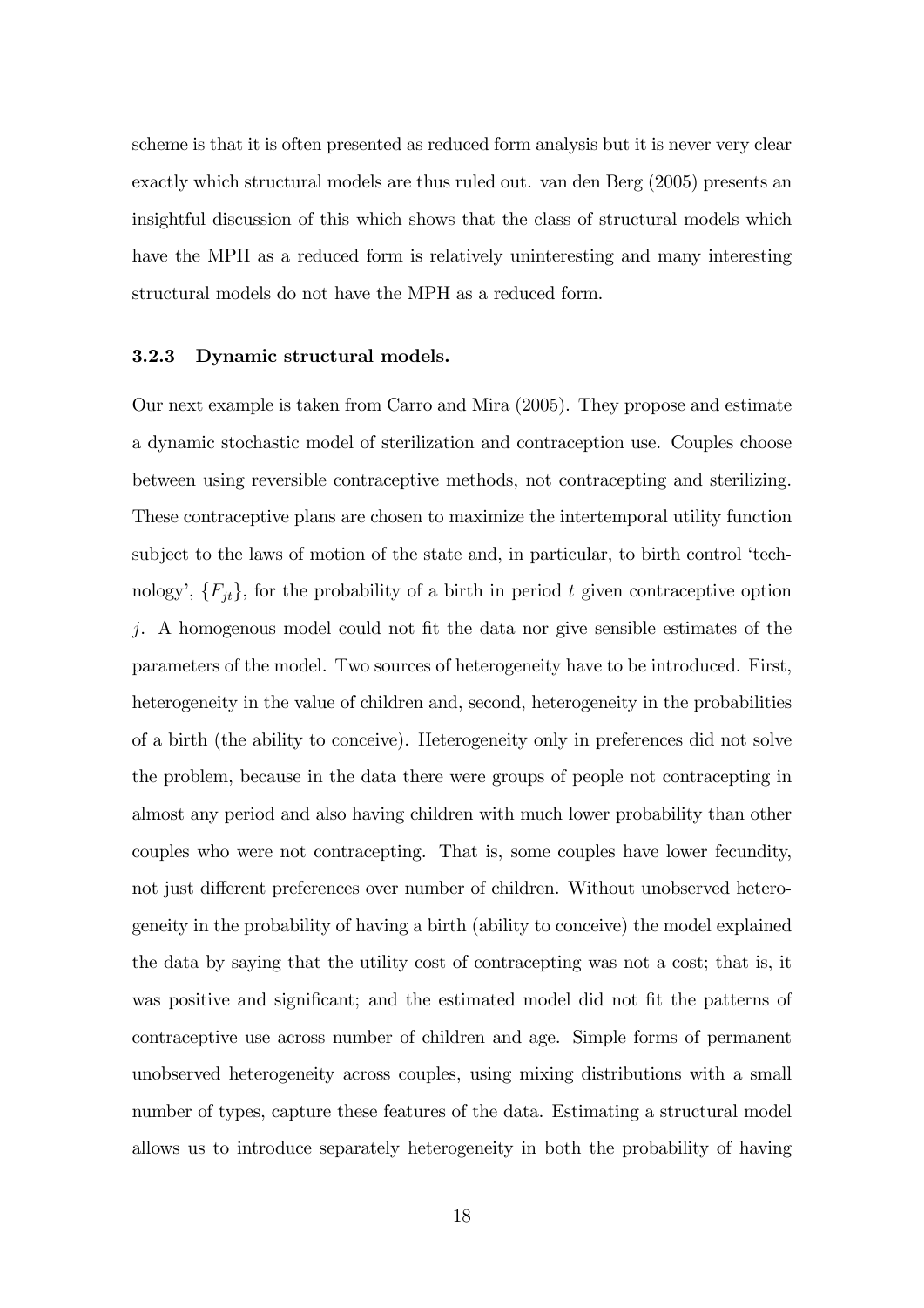scheme is that it is often presented as reduced form analysis but it is never very clear exactly which structural models are thus ruled out. van den Berg (2005) presents an insightful discussion of this which shows that the class of structural models which have the MPH as a reduced form is relatively uninteresting and many interesting structural models do not have the MPH as a reduced form.

### 3.2.3 Dynamic structural models.

Our next example is taken from Carro and Mira (2005). They propose and estimate a dynamic stochastic model of sterilization and contraception use. Couples choose between using reversible contraceptive methods, not contracepting and sterilizing. These contraceptive plans are chosen to maximize the intertemporal utility function subject to the laws of motion of the state and, in particular, to birth control 'technology', $\{F_{jt}\}$, for the probability of a birth in period $t$ given contraceptive option $j$. A homogenous model could not fit the data nor give sensible estimates of the parameters of the model. Two sources of heterogeneity have to be introduced. First, heterogeneity in the value of children and, second, heterogeneity in the probabilities of a birth (the ability to conceive). Heterogeneity only in preferences did not solve the problem, because in the data there were groups of people not contracepting in almost any period and also having children with much lower probability than other couples who were not contracepting. That is, some couples have lower fecundity, not just different preferences over number of children. Without unobserved heterogeneity in the probability of having a birth (ability to conceive) the model explained the data by saying that the utility cost of contracepting was not a cost; that is, it was positive and significant; and the estimated model did not fit the patterns of contraceptive use across number of children and age. Simple forms of permanent unobserved heterogeneity across couples, using mixing distributions with a small number of types, capture these features of the data. Estimating a structural model allows us to introduce separately heterogeneity in both the probability of having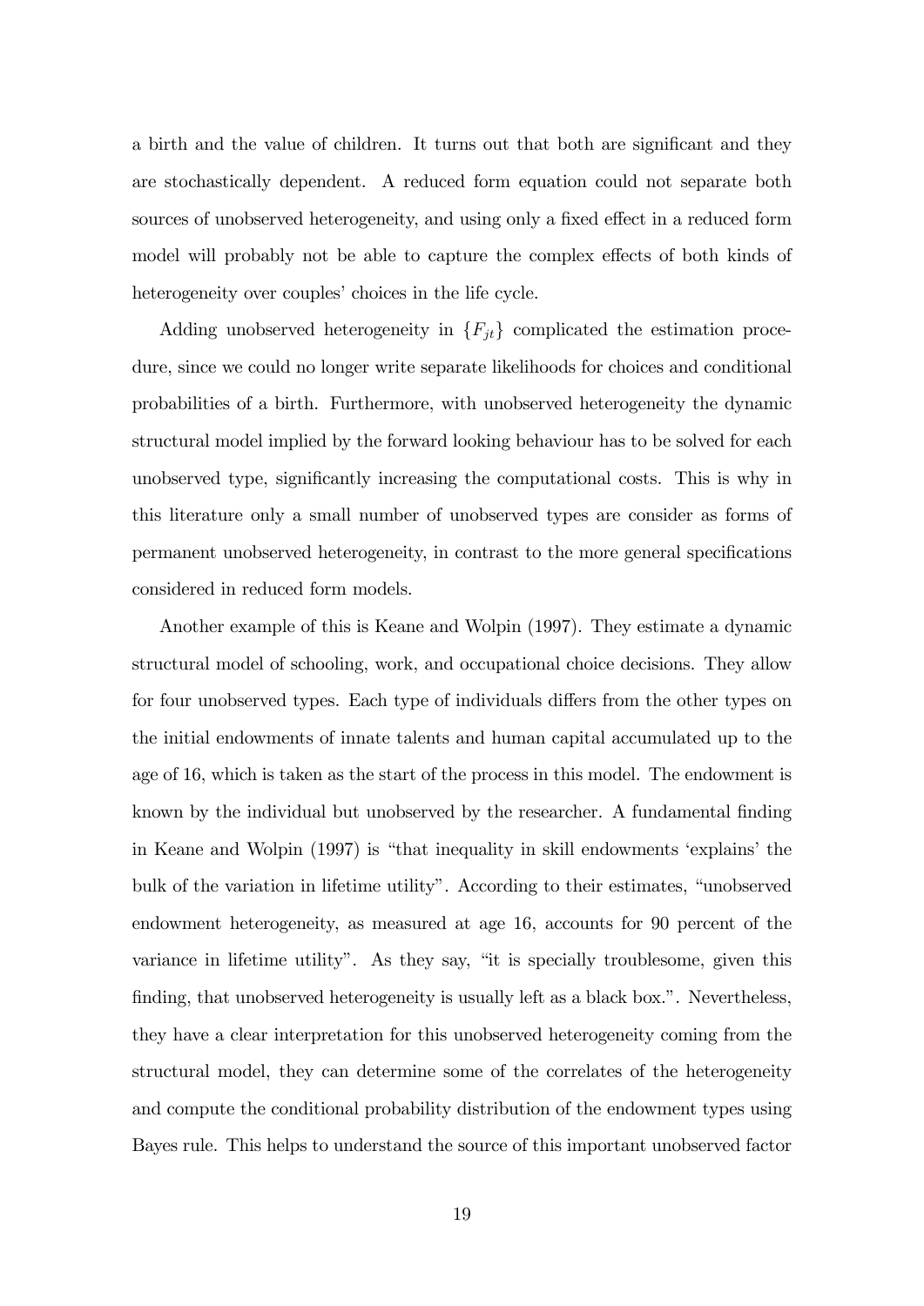a birth and the value of children. It turns out that both are significant and they are stochastically dependent. A reduced form equation could not separate both sources of unobserved heterogeneity, and using only a fixed effect in a reduced form model will probably not be able to capture the complex effects of both kinds of heterogeneity over couples' choices in the life cycle.

Adding unobserved heterogeneity in $\{F_{jt}\}$ complicated the estimation procedure, since we could no longer write separate likelihoods for choices and conditional probabilities of a birth. Furthermore, with unobserved heterogeneity the dynamic structural model implied by the forward looking behaviour has to be solved for each unobserved type, significantly increasing the computational costs. This is why in this literature only a small number of unobserved types are consider as forms of permanent unobserved heterogeneity, in contrast to the more general specifications considered in reduced form models.

Another example of this is Keane and Wolpin (1997). They estimate a dynamic structural model of schooling, work, and occupational choice decisions. They allow for four unobserved types. Each type of individuals differs from the other types on the initial endowments of innate talents and human capital accumulated up to the age of 16, which is taken as the start of the process in this model. The endowment is known by the individual but unobserved by the researcher. A fundamental finding in Keane and Wolpin (1997) is "that inequality in skill endowments 'explains' the bulk of the variation in lifetime utility". According to their estimates, "unobserved endowment heterogeneity, as measured at age 16, accounts for 90 percent of the variance in lifetime utility". As they say, "it is specially troublesome, given this finding, that unobserved heterogeneity is usually left as a black box.". Nevertheless, they have a clear interpretation for this unobserved heterogeneity coming from the structural model, they can determine some of the correlates of the heterogeneity and compute the conditional probability distribution of the endowment types using Bayes rule. This helps to understand the source of this important unobserved factor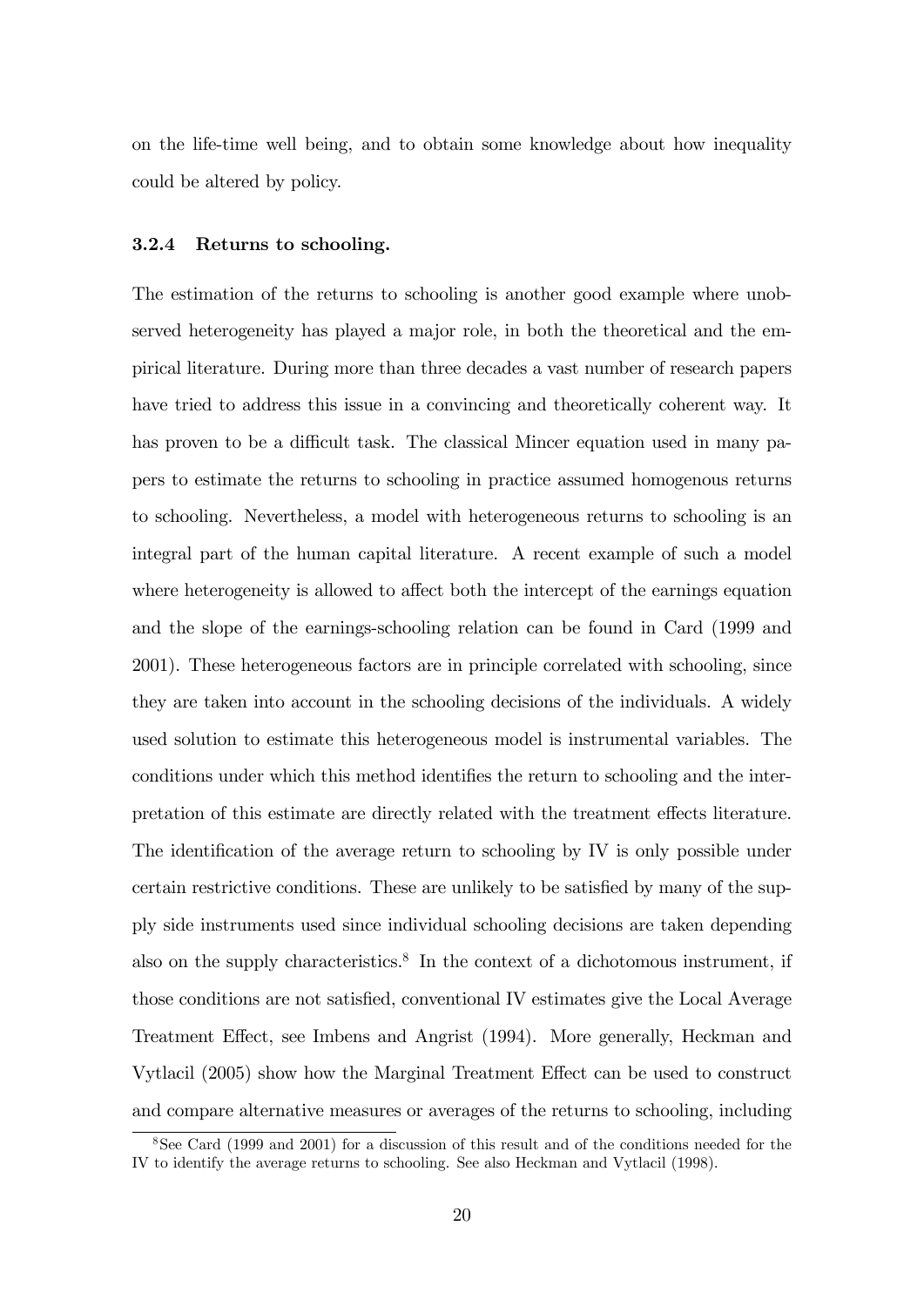on the life-time well being, and to obtain some knowledge about how inequality could be altered by policy.

### 3.2.4 Returns to schooling.

The estimation of the returns to schooling is another good example where unobserved heterogeneity has played a major role, in both the theoretical and the empirical literature. During more than three decades a vast number of research papers have tried to address this issue in a convincing and theoretically coherent way. It has proven to be a difficult task. The classical Mincer equation used in many papers to estimate the returns to schooling in practice assumed homogenous returns to schooling. Nevertheless, a model with heterogeneous returns to schooling is an integral part of the human capital literature. A recent example of such a model where heterogeneity is allowed to affect both the intercept of the earnings equation and the slope of the earnings-schooling relation can be found in Card (1999 and 2001). These heterogeneous factors are in principle correlated with schooling, since they are taken into account in the schooling decisions of the individuals. A widely used solution to estimate this heterogeneous model is instrumental variables. The conditions under which this method identifies the return to schooling and the interpretation of this estimate are directly related with the treatment effects literature. The identification of the average return to schooling by IV is only possible under certain restrictive conditions. These are unlikely to be satisfied by many of the supply side instruments used since individual schooling decisions are taken depending also on the supply characteristics.[8] In the context of a dichotomous instrument, if those conditions are not satisfied, conventional IV estimates give the Local Average Treatment Effect, see Imbens and Angrist (1994). More generally, Heckman and Vytlacil (2005) show how the Marginal Treatment Effect can be used to construct and compare alternative measures or averages of the returns to schooling, including

[8] See Card (1999 and 2001) for a discussion of this result and of the conditions needed for the IV to identify the average returns to schooling. See also Heckman and Vytlacil (1998).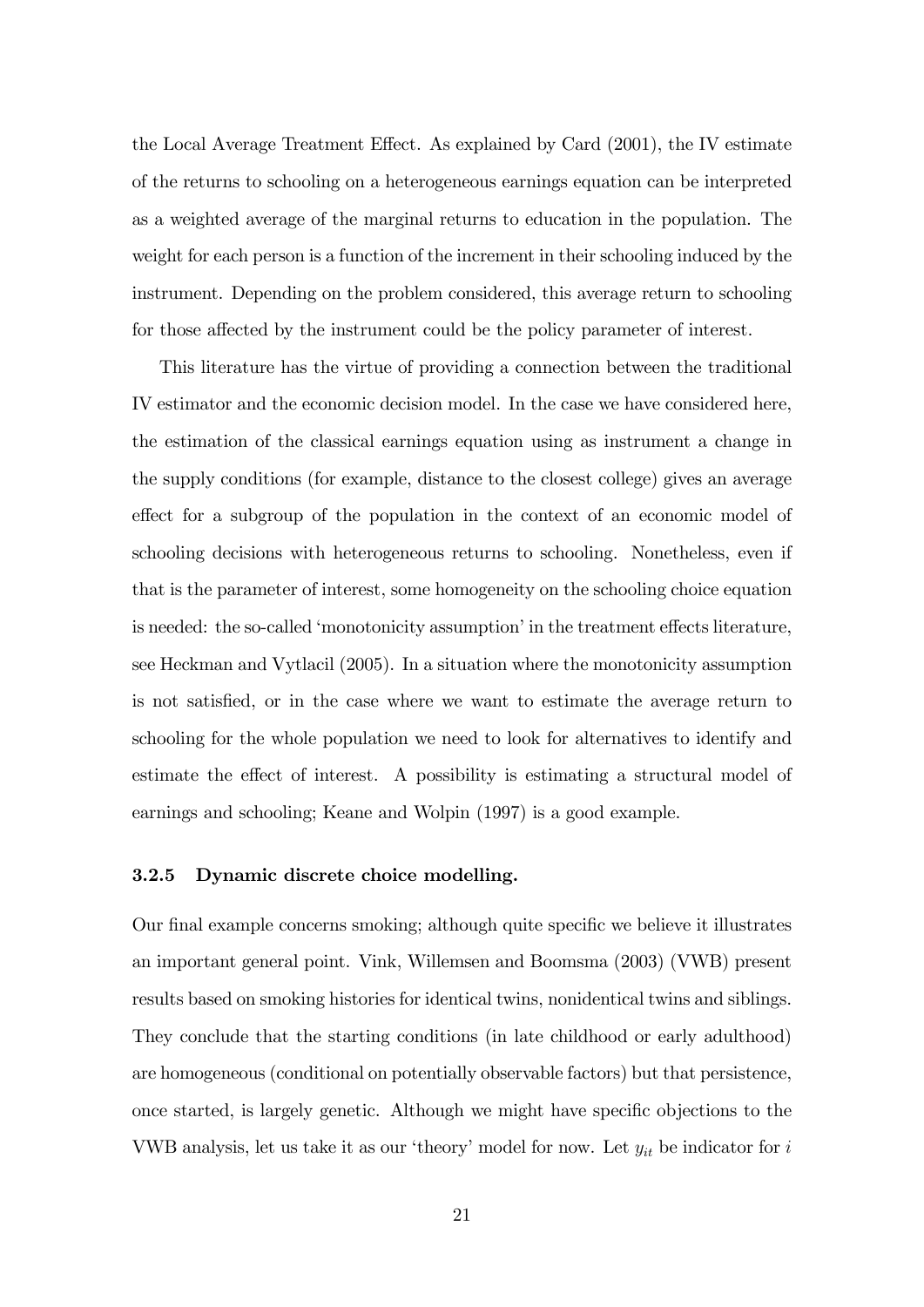the Local Average Treatment Effect. As explained by Card (2001), the IV estimate of the returns to schooling on a heterogeneous earnings equation can be interpreted as a weighted average of the marginal returns to education in the population. The weight for each person is a function of the increment in their schooling induced by the instrument. Depending on the problem considered, this average return to schooling for those affected by the instrument could be the policy parameter of interest.

This literature has the virtue of providing a connection between the traditional IV estimator and the economic decision model. In the case we have considered here, the estimation of the classical earnings equation using as instrument a change in the supply conditions (for example, distance to the closest college) gives an average effect for a subgroup of the population in the context of an economic model of schooling decisions with heterogeneous returns to schooling. Nonetheless, even if that is the parameter of interest, some homogeneity on the schooling choice equation is needed: the so-called 'monotonicity assumption' in the treatment effects literature, see Heckman and Vytlacil (2005). In a situation where the monotonicity assumption is not satisfied, or in the case where we want to estimate the average return to schooling for the whole population we need to look for alternatives to identify and estimate the effect of interest. A possibility is estimating a structural model of earnings and schooling; Keane and Wolpin (1997) is a good example.

### 3.2.5 Dynamic discrete choice modelling.

Our final example concerns smoking; although quite specific we believe it illustrates an important general point. Vink, Willemsen and Boomsma (2003) (VWB) present results based on smoking histories for identical twins, nonidentical twins and siblings. They conclude that the starting conditions (in late childhood or early adulthood) are homogeneous (conditional on potentially observable factors) but that persistence, once started, is largely genetic. Although we might have specific objections to the VWB analysis, let us take it as our 'theory' model for now. Let $y_{it}$ be indicator for $i$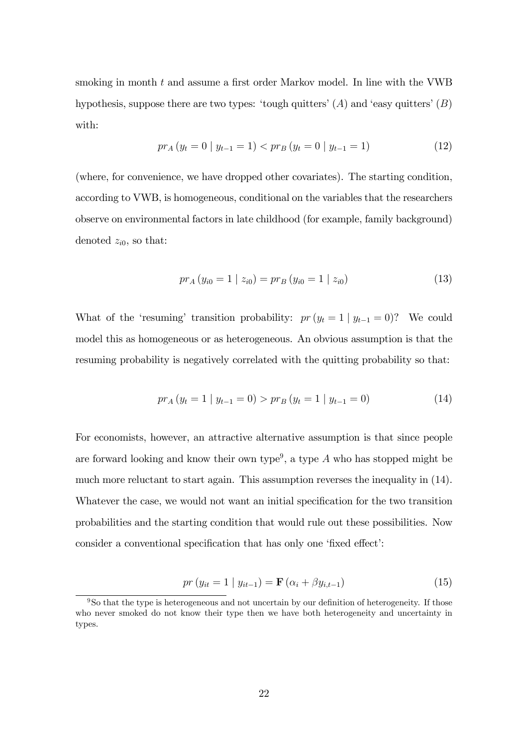smoking in month $t$ and assume a first order Markov model. In line with the VWB hypothesis, suppose there are two types: 'tough quitters' ($A$) and 'easy quitters' ($B$) with:

$$pr_A\left(y_t = 0 \mid y_{t-1} = 1\right) < pr_B\left(y_t = 0 \mid y_{t-1} = 1\right) \tag{12}$$

(where, for convenience, we have dropped other covariates). The starting condition, according to VWB, is homogeneous, conditional on the variables that the researchers observe on environmental factors in late childhood (for example, family background) denoted $z_{i0}$, so that:

$$pr_A\left(y_{i0} = 1 \mid z_{i0}\right) = pr_B\left(y_{i0} = 1 \mid z_{i0}\right) \tag{13}$$

What of the 'resuming' transition probability: $pr\left(y_t = 1 \mid y_{t-1} = 0\right)$? We could model this as homogeneous or as heterogeneous. An obvious assumption is that the resuming probability is negatively correlated with the quitting probability so that:

$$pr_A\left(y_t = 1 \mid y_{t-1} = 0\right) > pr_B\left(y_t = 1 \mid y_{t-1} = 0\right) \tag{14}$$

For economists, however, an attractive alternative assumption is that since people are forward looking and know their own type[9], a type $A$ who has stopped might be much more reluctant to start again. This assumption reverses the inequality in (14). Whatever the case, we would not want an initial specification for the two transition probabilities and the starting condition that would rule out these possibilities. Now consider a conventional specification that has only one 'fixed effect':

$$pr\left(y_{it} = 1 \mid y_{it-1}\right) = \mathbf{F}\left(\alpha_i + \beta y_{i,t-1}\right) \tag{15}$$

[9] So that the type is heterogeneous and not uncertain by our definition of heterogeneity. If those who never smoked do not know their type then we have both heterogeneity and uncertainty in types.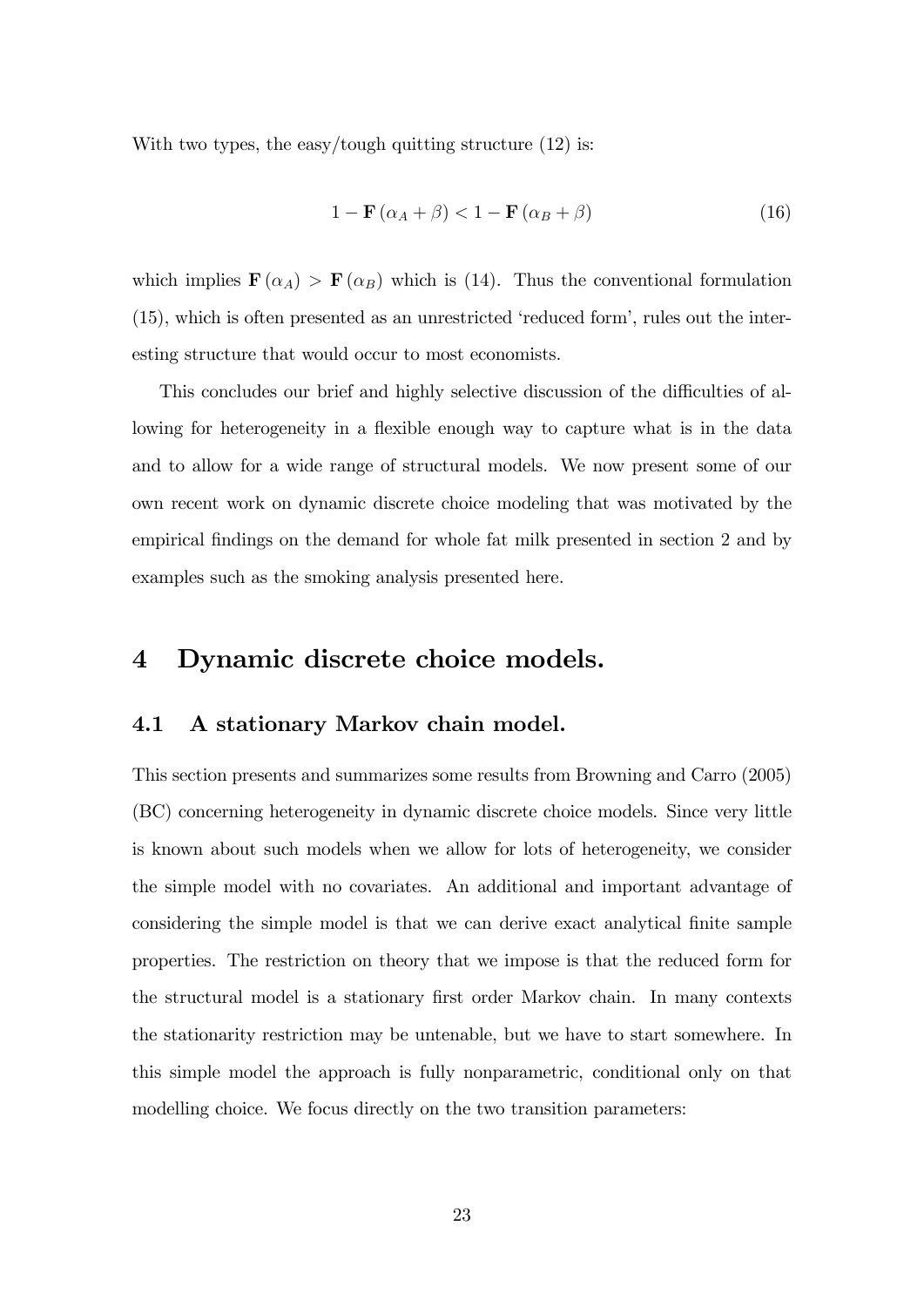With two types, the easy/tough quitting structure (12) is:

$$1-\mathbf{F}\left(\alpha_A+\beta\right)<1-\mathbf{F}\left(\alpha_B+\beta\right) \tag{16}$$

which implies $\mathbf{F}\left(\alpha_A\right)>\mathbf{F}\left(\alpha_B\right)$ which is (14). Thus the conventional formulation (15), which is often presented as an unrestricted 'reduced form', rules out the interesting structure that would occur to most economists.

This concludes our brief and highly selective discussion of the difficulties of allowing for heterogeneity in a flexible enough way to capture what is in the data and to allow for a wide range of structural models. We now present some of our own recent work on dynamic discrete choice modeling that was motivated by the empirical findings on the demand for whole fat milk presented in section 2 and by examples such as the smoking analysis presented here.

# 4 Dynamic discrete choice models.

## 4.1 A stationary Markov chain model.

This section presents and summarizes some results from Browning and Carro (2005) (BC) concerning heterogeneity in dynamic discrete choice models. Since very little is known about such models when we allow for lots of heterogeneity, we consider the simple model with no covariates. An additional and important advantage of considering the simple model is that we can derive exact analytical finite sample properties. The restriction on theory that we impose is that the reduced form for the structural model is a stationary first order Markov chain. In many contexts the stationarity restriction may be untenable, but we have to start somewhere. In this simple model the approach is fully nonparametric, conditional only on that modelling choice. We focus directly on the two transition parameters: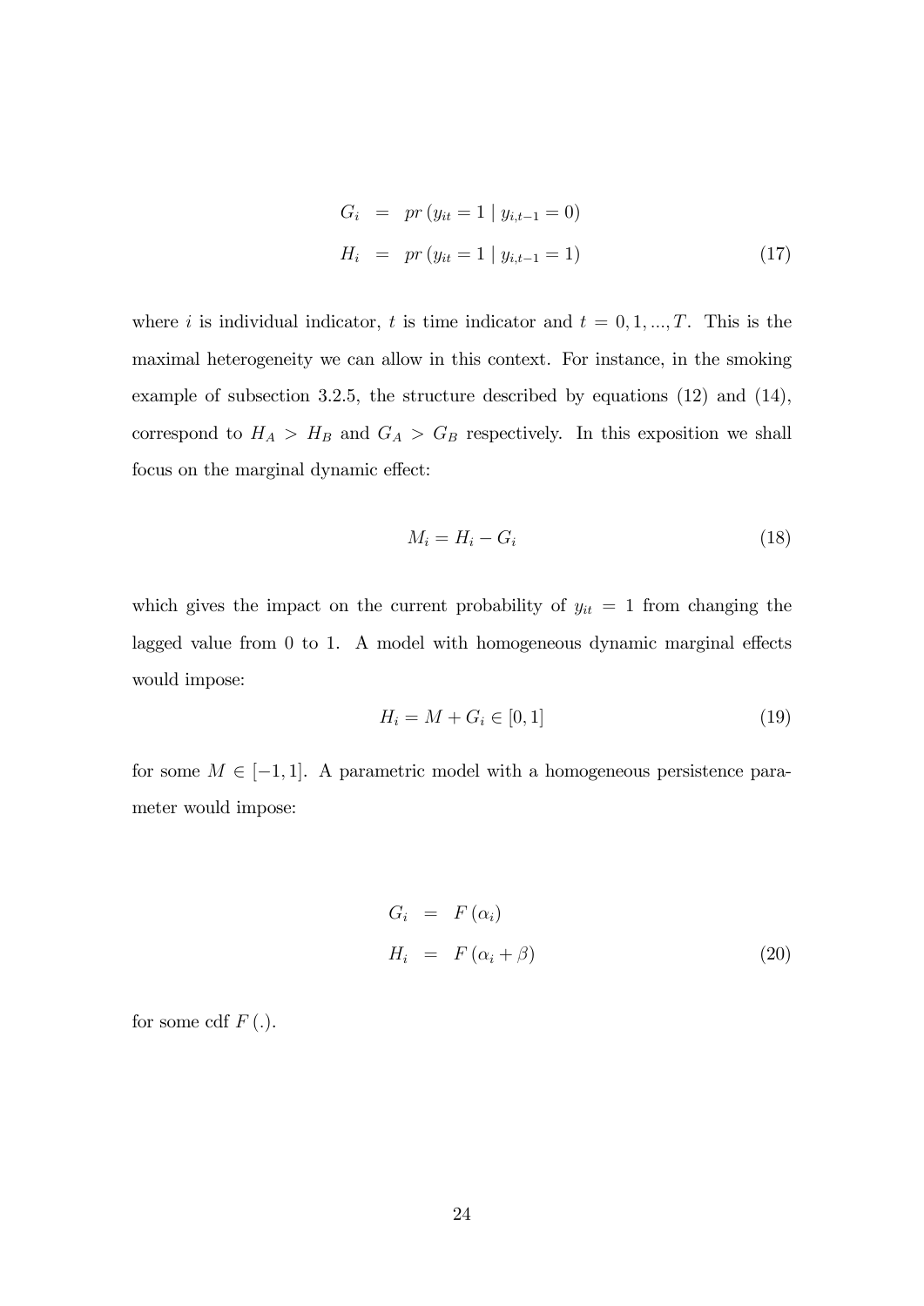$$
\begin{aligned}
G_i &= pr\left(y_{it} = 1 \mid y_{i,t-1} = 0\right) \\
H_i &= pr\left(y_{it} = 1 \mid y_{i,t-1} = 1\right)
\end{aligned} \tag{17}
$$

where $i$ is individual indicator, $t$ is time indicator and $t = 0, 1, ..., T$. This is the maximal heterogeneity we can allow in this context. For instance, in the smoking example of subsection 3.2.5, the structure described by equations (12) and (14), correspond to $H_A > H_B$ and $G_A > G_B$ respectively. In this exposition we shall focus on the marginal dynamic effect:

$$
M_i = H_i - G_i \tag{18}
$$

which gives the impact on the current probability of $y_{it} = 1$ from changing the lagged value from 0 to 1. A model with homogeneous dynamic marginal effects would impose:

$$
H_i = M + G_i \in [0, 1] \tag{19}
$$

for some $M \in [-1, 1]$. A parametric model with a homogeneous persistence parameter would impose:

$$
\begin{aligned}
G_i &= F\left(\alpha_i\right) \\
H_i &= F\left(\alpha_i + \beta\right)
\end{aligned} \tag{20}
$$

for some cdf $F\left(.\right)$.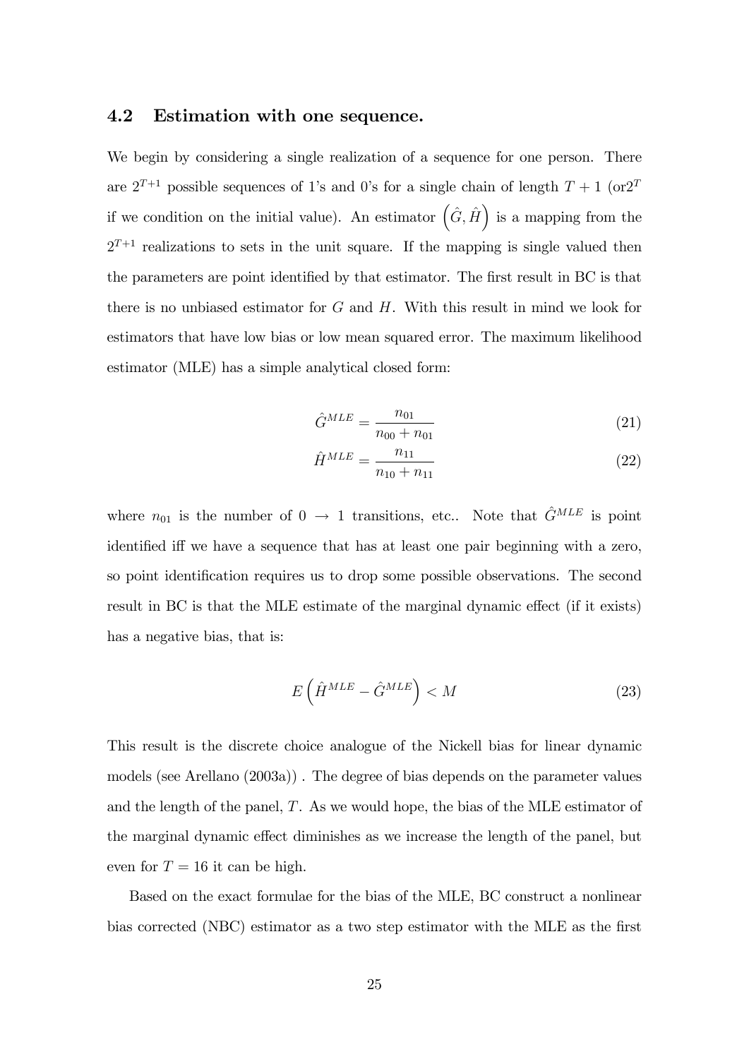### 4.2 Estimation with one sequence.

We begin by considering a single realization of a sequence for one person. There are $2^{T+1}$ possible sequences of 1's and 0's for a single chain of length $T+1$ (or$2^T$ if we condition on the initial value). An estimator $\left(\hat{G}, \hat{H}\right)$ is a mapping from the $2^{T+1}$ realizations to sets in the unit square. If the mapping is single valued then the parameters are point identified by that estimator. The first result in BC is that there is no unbiased estimator for $G$ and $H$. With this result in mind we look for estimators that have low bias or low mean squared error. The maximum likelihood estimator (MLE) has a simple analytical closed form:

$$\hat{G}^{MLE} = \frac{n_{01}}{n_{00} + n_{01}} \tag{21}$$

$$\hat{H}^{MLE} = \frac{n_{11}}{n_{10} + n_{11}} \tag{22}$$

where $n_{01}$ is the number of $0 \rightarrow 1$ transitions, etc.. Note that $\hat{G}^{MLE}$ is point identified iff we have a sequence that has at least one pair beginning with a zero, so point identification requires us to drop some possible observations. The second result in BC is that the MLE estimate of the marginal dynamic effect (if it exists) has a negative bias, that is:

$$E\left(\hat{H}^{MLE} - \hat{G}^{MLE}\right) < M \tag{23}$$

This result is the discrete choice analogue of the Nickell bias for linear dynamic models (see Arellano (2003a)) . The degree of bias depends on the parameter values and the length of the panel, $T$. As we would hope, the bias of the MLE estimator of the marginal dynamic effect diminishes as we increase the length of the panel, but even for $T = 16$ it can be high.

Based on the exact formulae for the bias of the MLE, BC construct a nonlinear bias corrected (NBC) estimator as a two step estimator with the MLE as the first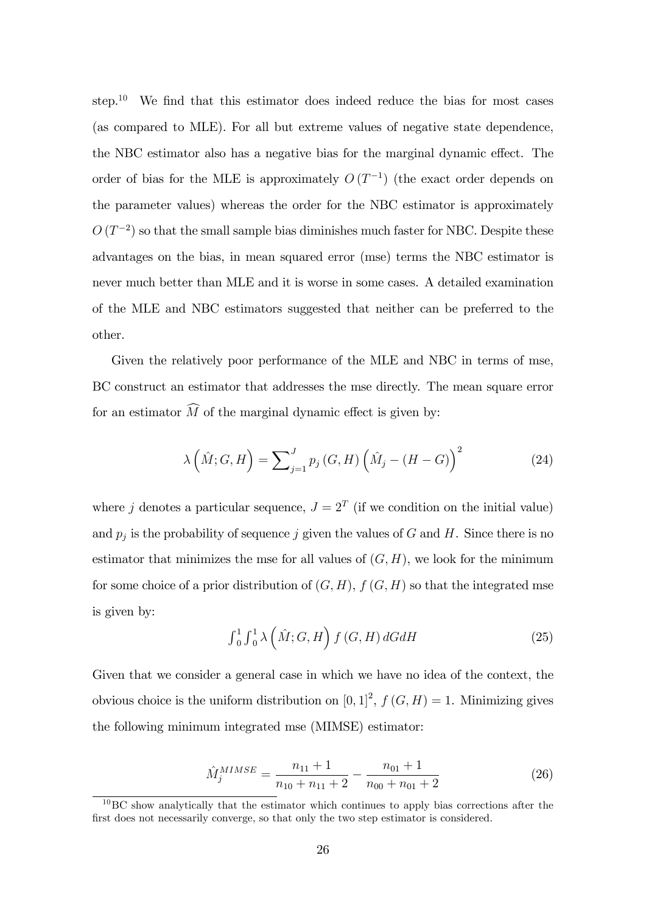step.[10] We find that this estimator does indeed reduce the bias for most cases (as compared to MLE). For all but extreme values of negative state dependence, the NBC estimator also has a negative bias for the marginal dynamic effect. The order of bias for the MLE is approximately $O(T^{-1})$ (the exact order depends on the parameter values) whereas the order for the NBC estimator is approximately $O(T^{-2})$ so that the small sample bias diminishes much faster for NBC. Despite these advantages on the bias, in mean squared error (mse) terms the NBC estimator is never much better than MLE and it is worse in some cases. A detailed examination of the MLE and NBC estimators suggested that neither can be preferred to the other.

Given the relatively poor performance of the MLE and NBC in terms of mse, BC construct an estimator that addresses the mse directly. The mean square error for an estimator $\widehat{M}$ of the marginal dynamic effect is given by:

$$\lambda\left(\hat{M}; G, H\right) = \sum_{j=1}^{J} p_j\left(G, H\right)\left(\hat{M}_j - (H - G)\right)^2 \tag{24}$$

where $j$ denotes a particular sequence, $J = 2^T$ (if we condition on the initial value) and $p_j$ is the probability of sequence $j$ given the values of $G$ and $H$. Since there is no estimator that minimizes the mse for all values of $(G, H)$, we look for the minimum for some choice of a prior distribution of $(G, H)$, $f(G, H)$ so that the integrated mse is given by:

$$\int_0^1 \int_0^1 \lambda\left(\hat{M}; G, H\right) f(G, H)\, dG dH \tag{25}$$

Given that we consider a general case in which we have no idea of the context, the obvious choice is the uniform distribution on $[0,1]^2$, $f(G, H) = 1$. Minimizing gives the following minimum integrated mse (MIMSE) estimator:

$$\hat{M}_j^{MIMSE} = \frac{n_{11} + 1}{n_{10} + n_{11} + 2} - \frac{n_{01} + 1}{n_{00} + n_{01} + 2} \tag{26}$$

[10] BC show analytically that the estimator which continues to apply bias corrections after the first does not necessarily converge, so that only the two step estimator is considered.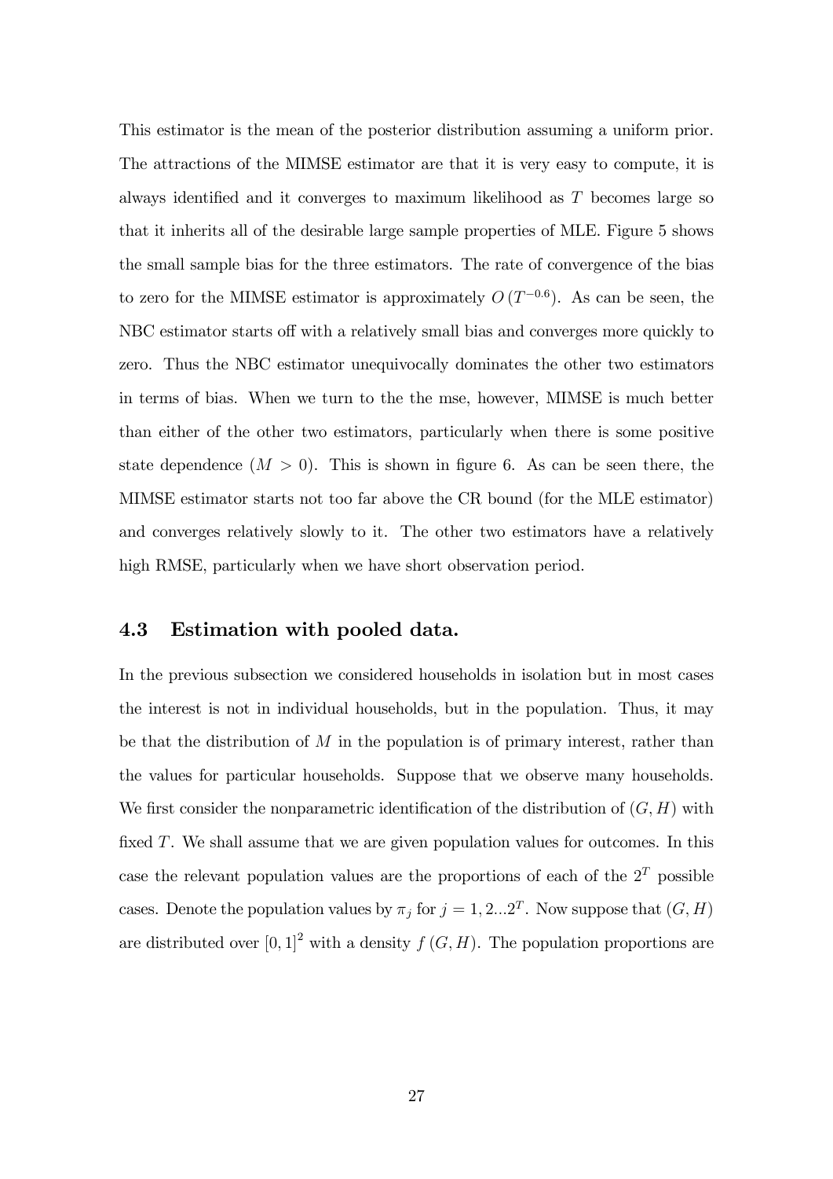This estimator is the mean of the posterior distribution assuming a uniform prior. The attractions of the MIMSE estimator are that it is very easy to compute, it is always identified and it converges to maximum likelihood as $T$ becomes large so that it inherits all of the desirable large sample properties of MLE. Figure 5 shows the small sample bias for the three estimators. The rate of convergence of the bias to zero for the MIMSE estimator is approximately $O\left(T^{-0.6}\right)$. As can be seen, the NBC estimator starts off with a relatively small bias and converges more quickly to zero. Thus the NBC estimator unequivocally dominates the other two estimators in terms of bias. When we turn to the the mse, however, MIMSE is much better than either of the other two estimators, particularly when there is some positive state dependence ($M > 0$). This is shown in figure 6. As can be seen there, the MIMSE estimator starts not too far above the CR bound (for the MLE estimator) and converges relatively slowly to it. The other two estimators have a relatively high RMSE, particularly when we have short observation period.

### 4.3 Estimation with pooled data.

In the previous subsection we considered households in isolation but in most cases the interest is not in individual households, but in the population. Thus, it may be that the distribution of $M$ in the population is of primary interest, rather than the values for particular households. Suppose that we observe many households. We first consider the nonparametric identification of the distribution of $(G, H)$ with fixed $T$. We shall assume that we are given population values for outcomes. In this case the relevant population values are the proportions of each of the $2^T$ possible cases. Denote the population values by $\pi_j$ for $j = 1, 2...2^T$. Now suppose that $(G, H)$ are distributed over $[0, 1]^2$ with a density $f(G, H)$. The population proportions are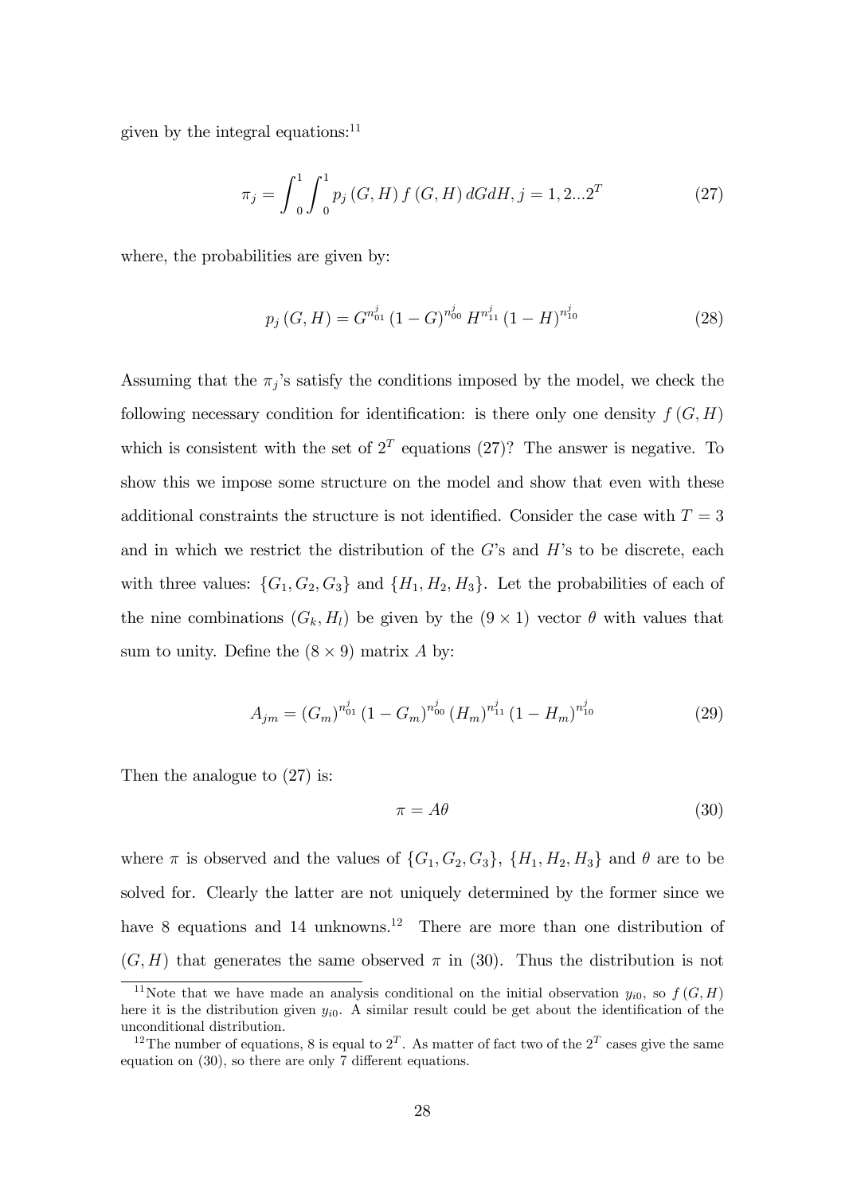given by the integral equations:[11]

$$\pi_j = \int_0^1 \int_0^1 p_j(G,H) f(G,H)\, dGdH, j = 1, 2...2^T \tag{27}$$

where, the probabilities are given by:

$$p_j(G,H) = G^{n_{01}^j} (1-G)^{n_{00}^j} H^{n_{11}^j} (1-H)^{n_{10}^j} \tag{28}$$

Assuming that the $\pi_j$'s satisfy the conditions imposed by the model, we check the following necessary condition for identification: is there only one density $f(G,H)$ which is consistent with the set of $2^T$ equations (27)? The answer is negative. To show this we impose some structure on the model and show that even with these additional constraints the structure is not identified. Consider the case with $T = 3$ and in which we restrict the distribution of the $G$'s and $H$'s to be discrete, each with three values: $\{G_1, G_2, G_3\}$ and $\{H_1, H_2, H_3\}$. Let the probabilities of each of the nine combinations $(G_k, H_l)$ be given by the $(9 \times 1)$ vector $\theta$ with values that sum to unity. Define the $(8 \times 9)$ matrix $A$ by:

$$A_{jm} = (G_m)^{n_{01}^j} (1-G_m)^{n_{00}^j} (H_m)^{n_{11}^j} (1-H_m)^{n_{10}^j} \tag{29}$$

Then the analogue to (27) is:

$$\pi = A\theta \tag{30}$$

where $\pi$ is observed and the values of $\{G_1, G_2, G_3\}$, $\{H_1, H_2, H_3\}$ and $\theta$ are to be solved for. Clearly the latter are not uniquely determined by the former since we have 8 equations and 14 unknowns.[12] There are more than one distribution of $(G,H)$ that generates the same observed $\pi$ in (30). Thus the distribution is not

[11] Note that we have made an analysis conditional on the initial observation $y_{i0}$, so $f(G,H)$ here it is the distribution given $y_{i0}$. A similar result could be get about the identification of the unconditional distribution.

[12] The number of equations, 8 is equal to $2^T$. As matter of fact two of the $2^T$ cases give the same equation on (30), so there are only 7 different equations.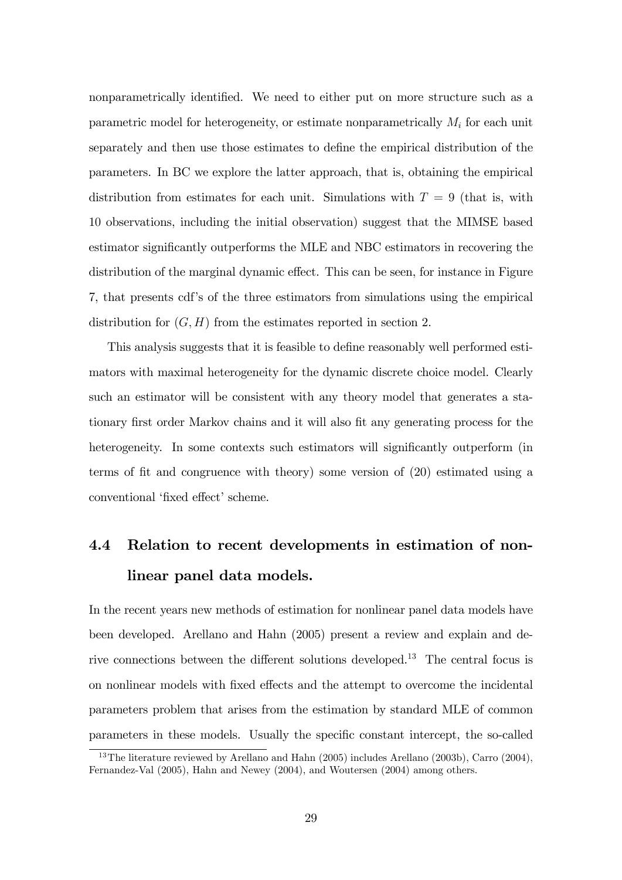nonparametrically identified. We need to either put on more structure such as a parametric model for heterogeneity, or estimate nonparametrically $M_i$ for each unit separately and then use those estimates to define the empirical distribution of the parameters. In BC we explore the latter approach, that is, obtaining the empirical distribution from estimates for each unit. Simulations with $T = 9$ (that is, with 10 observations, including the initial observation) suggest that the MIMSE based estimator significantly outperforms the MLE and NBC estimators in recovering the distribution of the marginal dynamic effect. This can be seen, for instance in Figure 7, that presents cdf's of the three estimators from simulations using the empirical distribution for $(G, H)$ from the estimates reported in section 2.

This analysis suggests that it is feasible to define reasonably well performed estimators with maximal heterogeneity for the dynamic discrete choice model. Clearly such an estimator will be consistent with any theory model that generates a stationary first order Markov chains and it will also fit any generating process for the heterogeneity. In some contexts such estimators will significantly outperform (in terms of fit and congruence with theory) some version of (20) estimated using a conventional 'fixed effect' scheme.

## 4.4 Relation to recent developments in estimation of nonlinear panel data models.

In the recent years new methods of estimation for nonlinear panel data models have been developed. Arellano and Hahn (2005) present a review and explain and derive connections between the different solutions developed.[13] The central focus is on nonlinear models with fixed effects and the attempt to overcome the incidental parameters problem that arises from the estimation by standard MLE of common parameters in these models. Usually the specific constant intercept, the so-called

[13] The literature reviewed by Arellano and Hahn (2005) includes Arellano (2003b), Carro (2004), Fernandez-Val (2005), Hahn and Newey (2004), and Woutersen (2004) among others.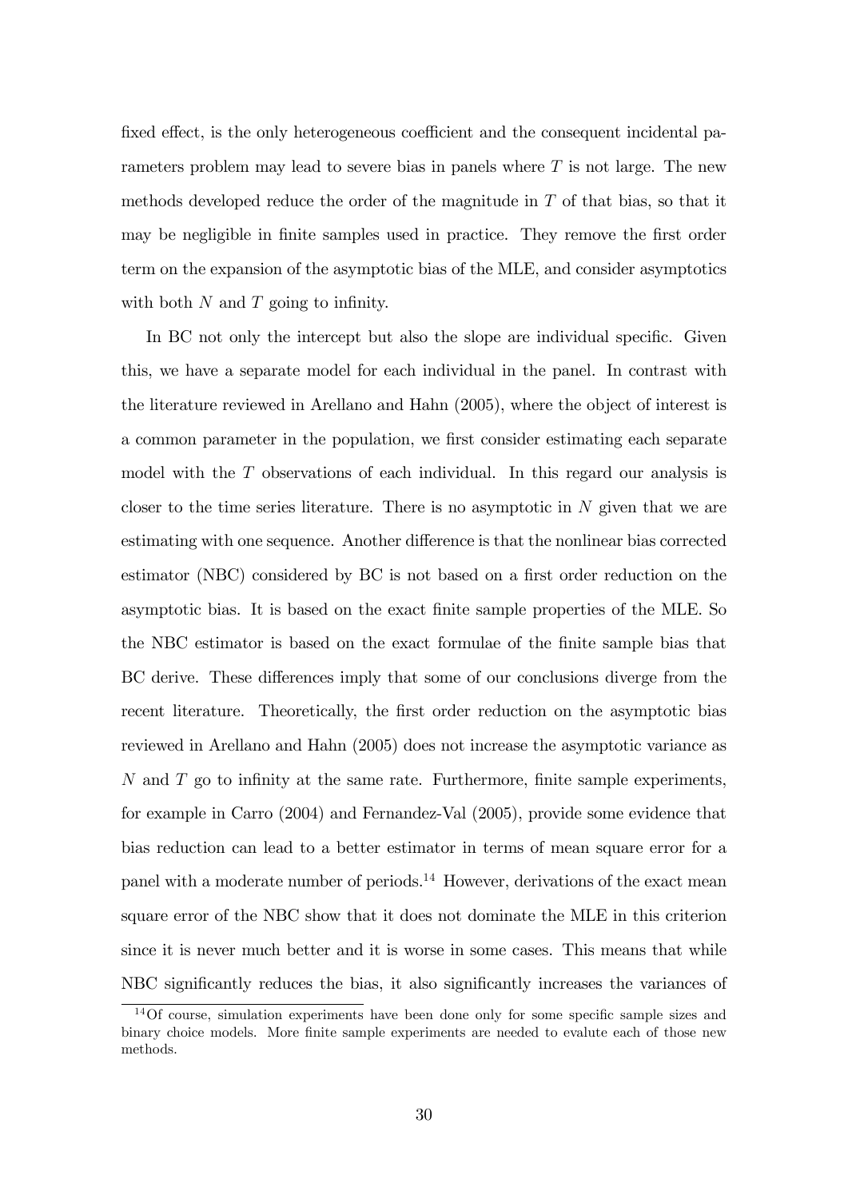fixed effect, is the only heterogeneous coefficient and the consequent incidental parameters problem may lead to severe bias in panels where $T$ is not large. The new methods developed reduce the order of the magnitude in $T$ of that bias, so that it may be negligible in finite samples used in practice. They remove the first order term on the expansion of the asymptotic bias of the MLE, and consider asymptotics with both $N$ and $T$ going to infinity.

In BC not only the intercept but also the slope are individual specific. Given this, we have a separate model for each individual in the panel. In contrast with the literature reviewed in Arellano and Hahn (2005), where the object of interest is a common parameter in the population, we first consider estimating each separate model with the $T$ observations of each individual. In this regard our analysis is closer to the time series literature. There is no asymptotic in $N$ given that we are estimating with one sequence. Another difference is that the nonlinear bias corrected estimator (NBC) considered by BC is not based on a first order reduction on the asymptotic bias. It is based on the exact finite sample properties of the MLE. So the NBC estimator is based on the exact formulae of the finite sample bias that BC derive. These differences imply that some of our conclusions diverge from the recent literature. Theoretically, the first order reduction on the asymptotic bias reviewed in Arellano and Hahn (2005) does not increase the asymptotic variance as $N$ and $T$ go to infinity at the same rate. Furthermore, finite sample experiments, for example in Carro (2004) and Fernandez-Val (2005), provide some evidence that bias reduction can lead to a better estimator in terms of mean square error for a panel with a moderate number of periods.[14] However, derivations of the exact mean square error of the NBC show that it does not dominate the MLE in this criterion since it is never much better and it is worse in some cases. This means that while NBC significantly reduces the bias, it also significantly increases the variances of

[14] Of course, simulation experiments have been done only for some specific sample sizes and binary choice models. More finite sample experiments are needed to evalute each of those new methods.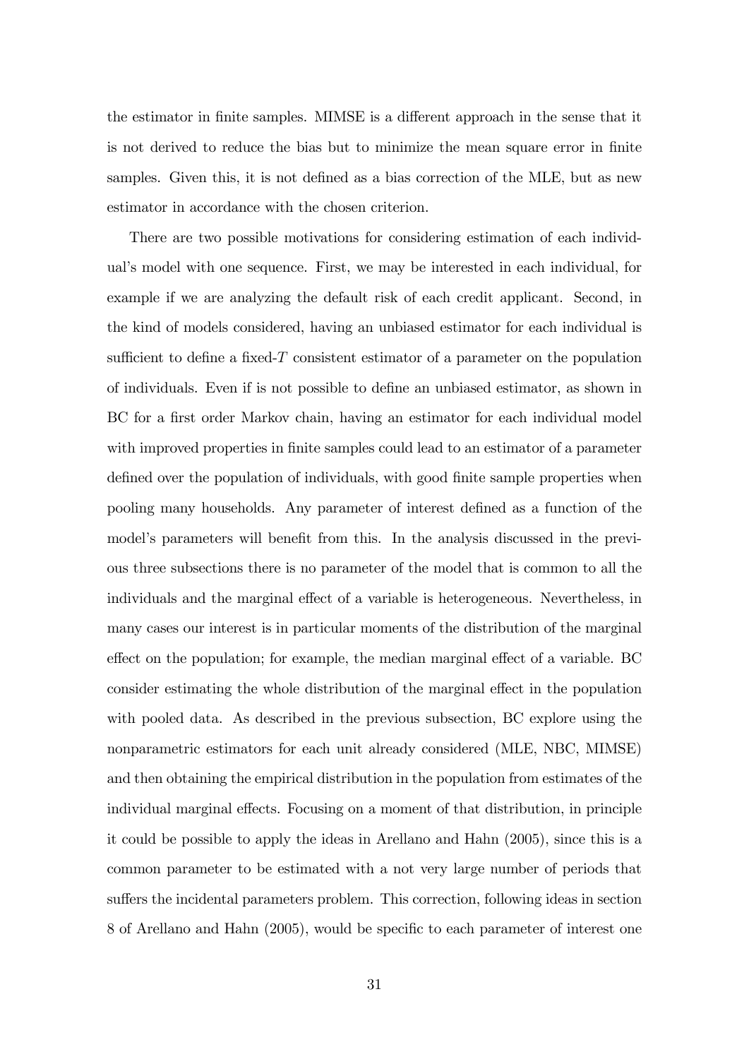the estimator in finite samples. MIMSE is a different approach in the sense that it is not derived to reduce the bias but to minimize the mean square error in finite samples. Given this, it is not defined as a bias correction of the MLE, but as new estimator in accordance with the chosen criterion.

There are two possible motivations for considering estimation of each individual's model with one sequence. First, we may be interested in each individual, for example if we are analyzing the default risk of each credit applicant. Second, in the kind of models considered, having an unbiased estimator for each individual is sufficient to define a fixed-$T$ consistent estimator of a parameter on the population of individuals. Even if is not possible to define an unbiased estimator, as shown in BC for a first order Markov chain, having an estimator for each individual model with improved properties in finite samples could lead to an estimator of a parameter defined over the population of individuals, with good finite sample properties when pooling many households. Any parameter of interest defined as a function of the model's parameters will benefit from this. In the analysis discussed in the previous three subsections there is no parameter of the model that is common to all the individuals and the marginal effect of a variable is heterogeneous. Nevertheless, in many cases our interest is in particular moments of the distribution of the marginal effect on the population; for example, the median marginal effect of a variable. BC consider estimating the whole distribution of the marginal effect in the population with pooled data. As described in the previous subsection, BC explore using the nonparametric estimators for each unit already considered (MLE, NBC, MIMSE) and then obtaining the empirical distribution in the population from estimates of the individual marginal effects. Focusing on a moment of that distribution, in principle it could be possible to apply the ideas in Arellano and Hahn (2005), since this is a common parameter to be estimated with a not very large number of periods that suffers the incidental parameters problem. This correction, following ideas in section 8 of Arellano and Hahn (2005), would be specific to each parameter of interest one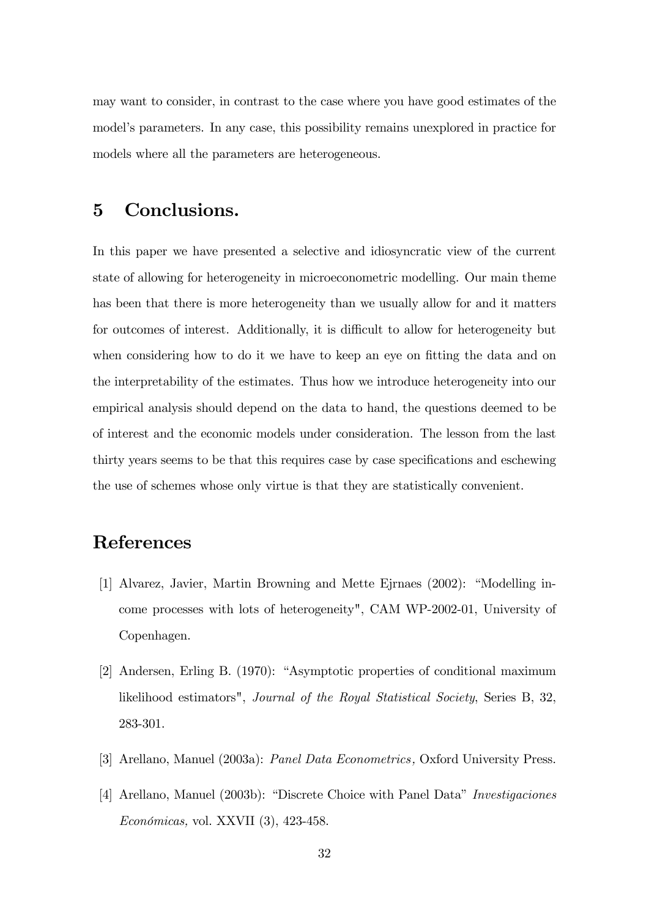may want to consider, in contrast to the case where you have good estimates of the model's parameters. In any case, this possibility remains unexplored in practice for models where all the parameters are heterogeneous.

# 5 Conclusions.

In this paper we have presented a selective and idiosyncratic view of the current state of allowing for heterogeneity in microeconometric modelling. Our main theme has been that there is more heterogeneity than we usually allow for and it matters for outcomes of interest. Additionally, it is difficult to allow for heterogeneity but when considering how to do it we have to keep an eye on fitting the data and on the interpretability of the estimates. Thus how we introduce heterogeneity into our empirical analysis should depend on the data to hand, the questions deemed to be of interest and the economic models under consideration. The lesson from the last thirty years seems to be that this requires case by case specifications and eschewing the use of schemes whose only virtue is that they are statistically convenient.

# References

[1] Alvarez, Javier, Martin Browning and Mette Ejrnaes (2002): "Modelling income processes with lots of heterogeneity", CAM WP-2002-01, University of Copenhagen.

[2] Andersen, Erling B. (1970): "Asymptotic properties of conditional maximum likelihood estimators", *Journal of the Royal Statistical Society*, Series B, 32, 283-301.

[3] Arellano, Manuel (2003a): *Panel Data Econometrics,* Oxford University Press.

[4] Arellano, Manuel (2003b): "Discrete Choice with Panel Data" *Investigaciones Económicas,* vol. XXVII (3), 423-458.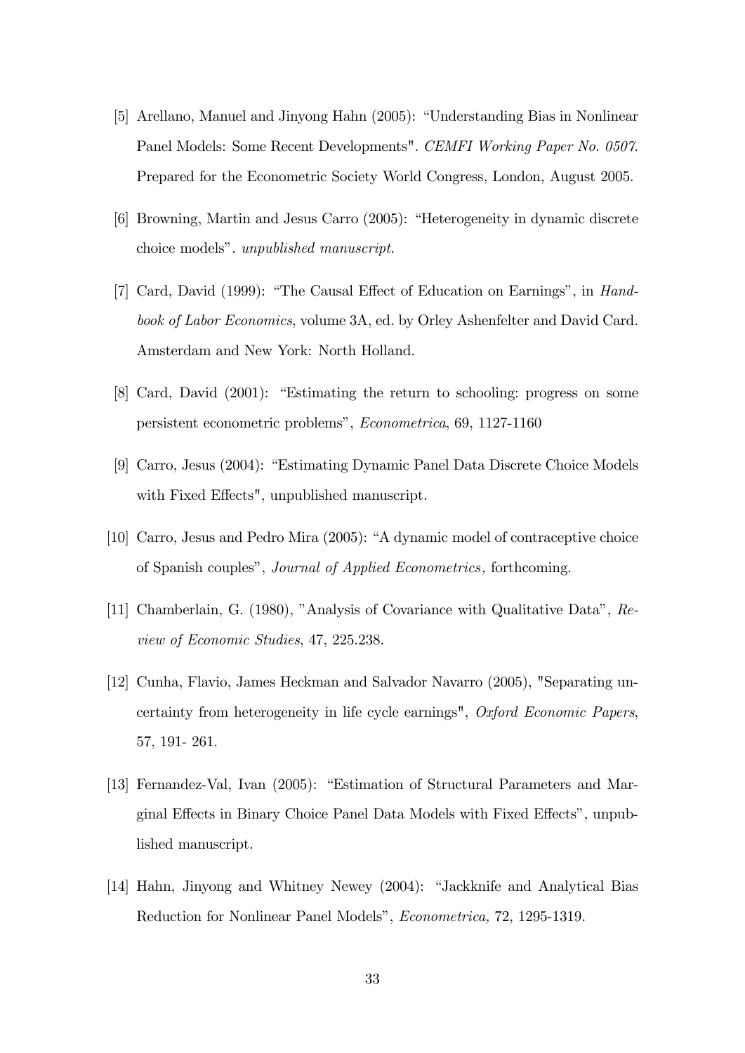[5] Arellano, Manuel and Jinyong Hahn (2005): "Understanding Bias in Nonlinear Panel Models: Some Recent Developments". *CEMFI Working Paper No. 0507.* Prepared for the Econometric Society World Congress, London, August 2005.

[6] Browning, Martin and Jesus Carro (2005): "Heterogeneity in dynamic discrete choice models". *unpublished manuscript.*

[7] Card, David (1999): "The Causal Effect of Education on Earnings", in *Handbook of Labor Economics*, volume 3A, ed. by Orley Ashenfelter and David Card. Amsterdam and New York: North Holland.

[8] Card, David (2001): "Estimating the return to schooling: progress on some persistent econometric problems", *Econometrica*, 69, 1127-1160

[9] Carro, Jesus (2004): "Estimating Dynamic Panel Data Discrete Choice Models with Fixed Effects", unpublished manuscript.

[10] Carro, Jesus and Pedro Mira (2005): "A dynamic model of contraceptive choice of Spanish couples", *Journal of Applied Econometrics,* forthcoming.

[11] Chamberlain, G. (1980), "Analysis of Covariance with Qualitative Data", *Review of Economic Studies*, 47, 225.238.

[12] Cunha, Flavio, James Heckman and Salvador Navarro (2005), "Separating uncertainty from heterogeneity in life cycle earnings", *Oxford Economic Papers*, 57, 191- 261.

[13] Fernandez-Val, Ivan (2005): "Estimation of Structural Parameters and Marginal Effects in Binary Choice Panel Data Models with Fixed Effects", unpublished manuscript.

[14] Hahn, Jinyong and Whitney Newey (2004): "Jackknife and Analytical Bias Reduction for Nonlinear Panel Models", *Econometrica,* 72, 1295-1319.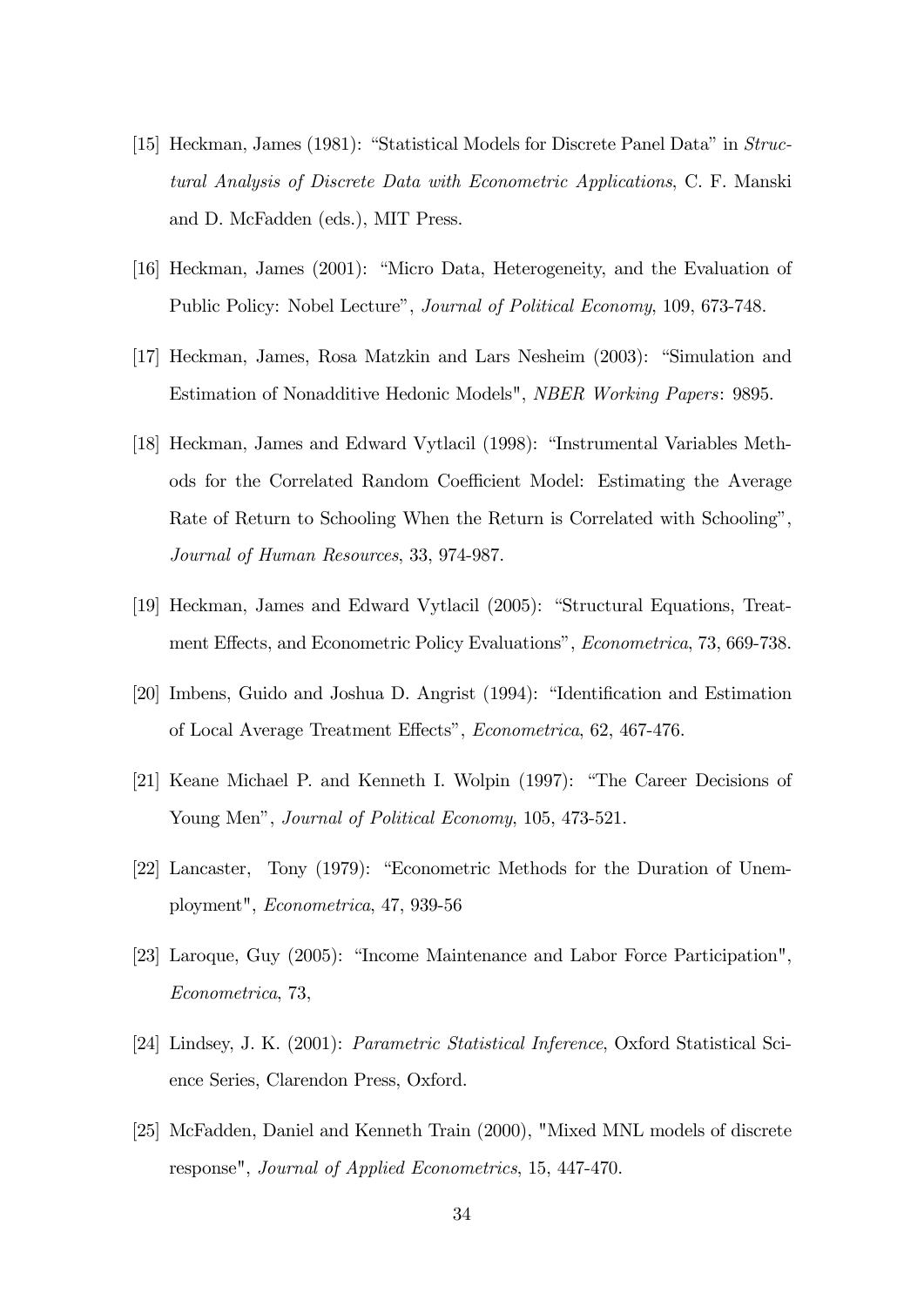[15] Heckman, James (1981): "Statistical Models for Discrete Panel Data" in *Structural Analysis of Discrete Data with Econometric Applications*, C. F. Manski and D. McFadden (eds.), MIT Press.

[16] Heckman, James (2001): "Micro Data, Heterogeneity, and the Evaluation of Public Policy: Nobel Lecture", *Journal of Political Economy*, 109, 673-748.

[17] Heckman, James, Rosa Matzkin and Lars Nesheim (2003): "Simulation and Estimation of Nonadditive Hedonic Models", *NBER Working Papers*: 9895.

[18] Heckman, James and Edward Vytlacil (1998): "Instrumental Variables Methods for the Correlated Random Coefficient Model: Estimating the Average Rate of Return to Schooling When the Return is Correlated with Schooling", *Journal of Human Resources*, 33, 974-987.

[19] Heckman, James and Edward Vytlacil (2005): "Structural Equations, Treatment Effects, and Econometric Policy Evaluations", *Econometrica*, 73, 669-738.

[20] Imbens, Guido and Joshua D. Angrist (1994): "Identification and Estimation of Local Average Treatment Effects", *Econometrica*, 62, 467-476.

[21] Keane Michael P. and Kenneth I. Wolpin (1997): "The Career Decisions of Young Men", *Journal of Political Economy*, 105, 473-521.

[22] Lancaster, Tony (1979): "Econometric Methods for the Duration of Unemployment", *Econometrica*, 47, 939-56

[23] Laroque, Guy (2005): "Income Maintenance and Labor Force Participation", *Econometrica*, 73,

[24] Lindsey, J. K. (2001): *Parametric Statistical Inference*, Oxford Statistical Science Series, Clarendon Press, Oxford.

[25] McFadden, Daniel and Kenneth Train (2000), "Mixed MNL models of discrete response", *Journal of Applied Econometrics*, 15, 447-470.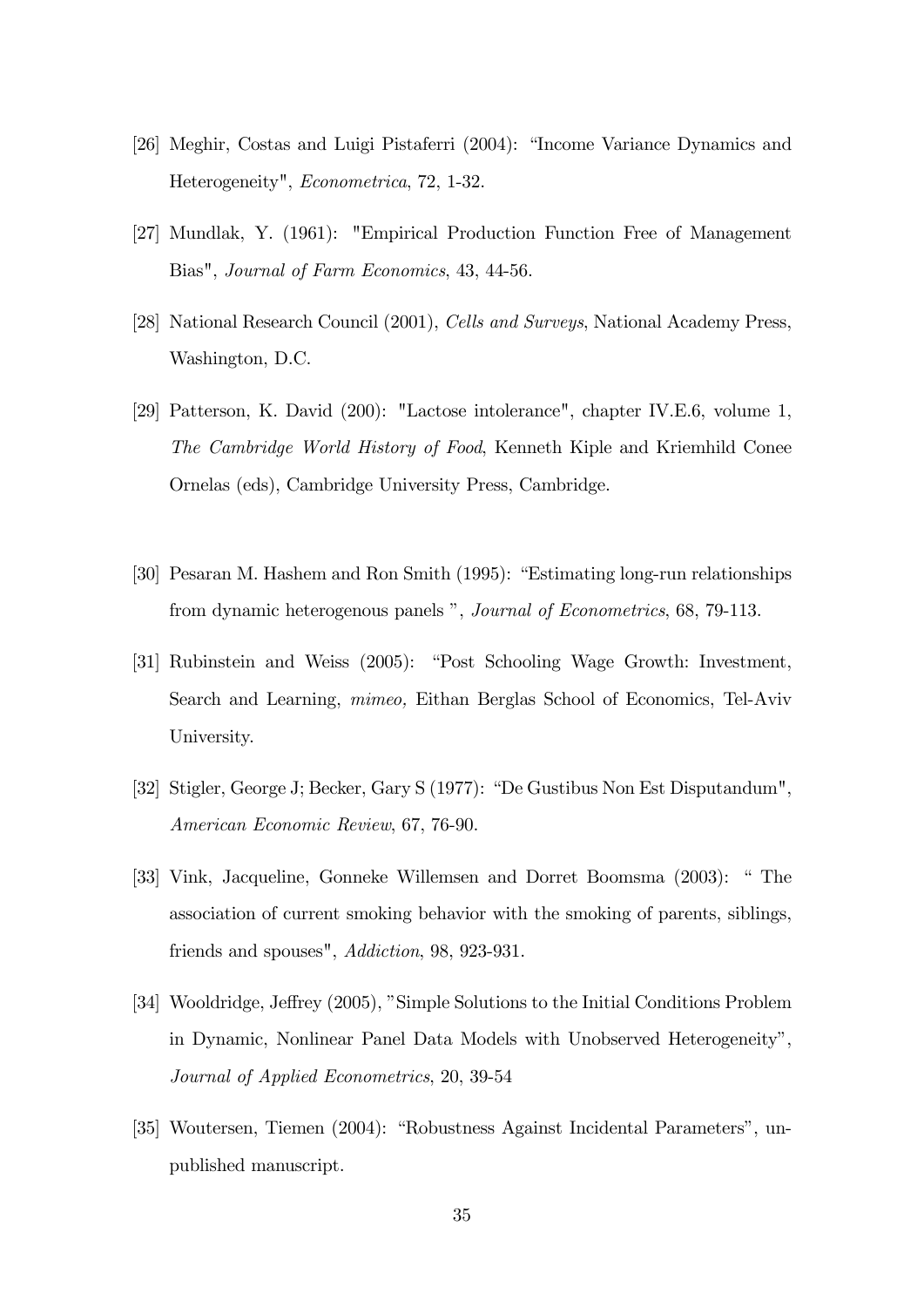[26] Meghir, Costas and Luigi Pistaferri (2004): "Income Variance Dynamics and Heterogeneity", *Econometrica*, 72, 1-32.

[27] Mundlak, Y. (1961): "Empirical Production Function Free of Management Bias", *Journal of Farm Economics*, 43, 44-56.

[28] National Research Council (2001), *Cells and Surveys*, National Academy Press, Washington, D.C.

[29] Patterson, K. David (200): "Lactose intolerance", chapter IV.E.6, volume 1, *The Cambridge World History of Food*, Kenneth Kiple and Kriemhild Conee Ornelas (eds), Cambridge University Press, Cambridge.

[30] Pesaran M. Hashem and Ron Smith (1995): "Estimating long-run relationships from dynamic heterogenous panels ", *Journal of Econometrics*, 68, 79-113.

[31] Rubinstein and Weiss (2005): "Post Schooling Wage Growth: Investment, Search and Learning, *mimeo,* Eithan Berglas School of Economics, Tel-Aviv University.

[32] Stigler, George J; Becker, Gary S (1977): "De Gustibus Non Est Disputandum", *American Economic Review*, 67, 76-90.

[33] Vink, Jacqueline, Gonneke Willemsen and Dorret Boomsma (2003): " The association of current smoking behavior with the smoking of parents, siblings, friends and spouses", *Addiction*, 98, 923-931.

[34] Wooldridge, Jeffrey (2005), "Simple Solutions to the Initial Conditions Problem in Dynamic, Nonlinear Panel Data Models with Unobserved Heterogeneity", *Journal of Applied Econometrics*, 20, 39-54

[35] Woutersen, Tiemen (2004): "Robustness Against Incidental Parameters", unpublished manuscript.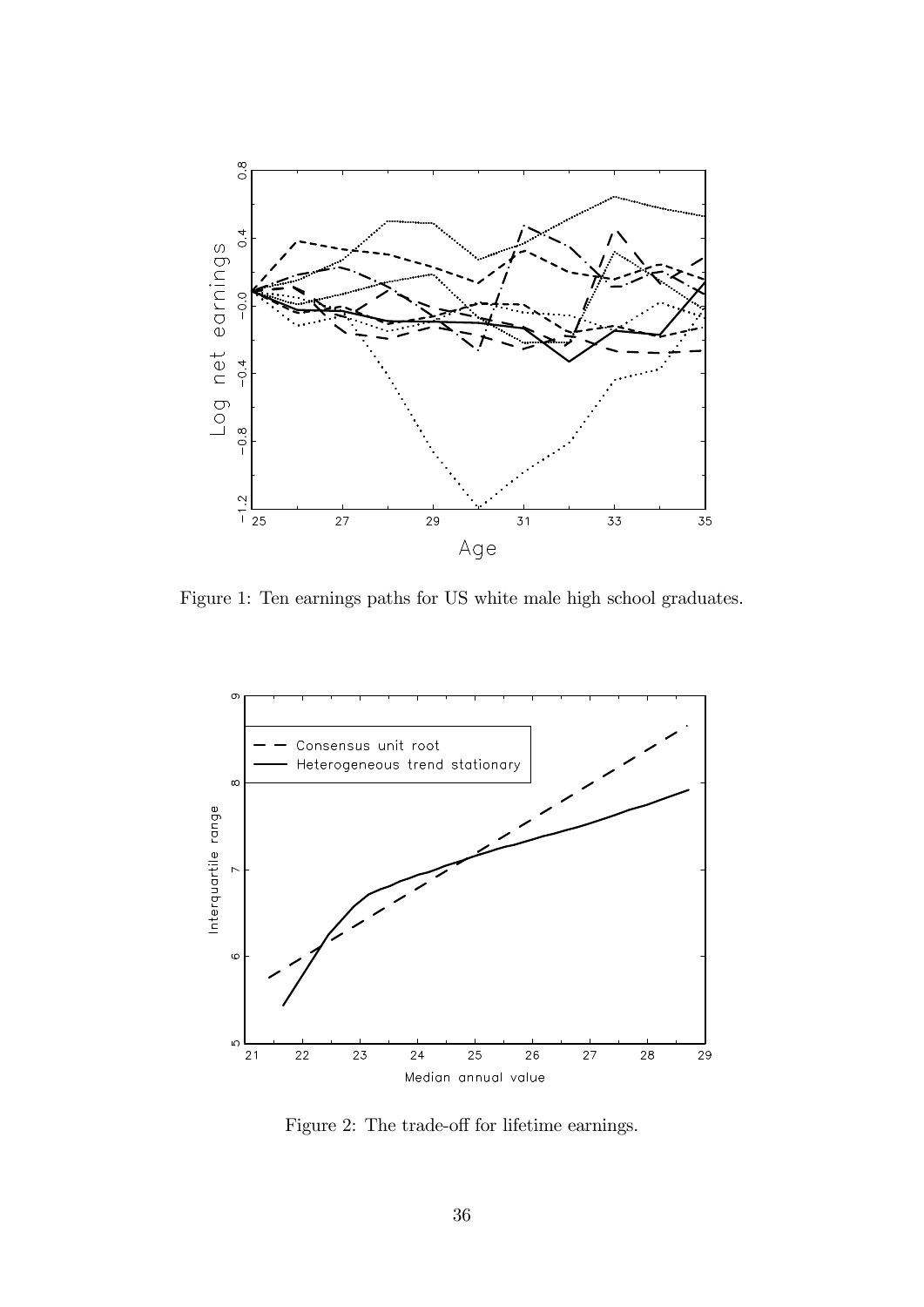Figure 1: Ten earnings paths for US white male high school graduates.

Figure 2: The trade-off for lifetime earnings.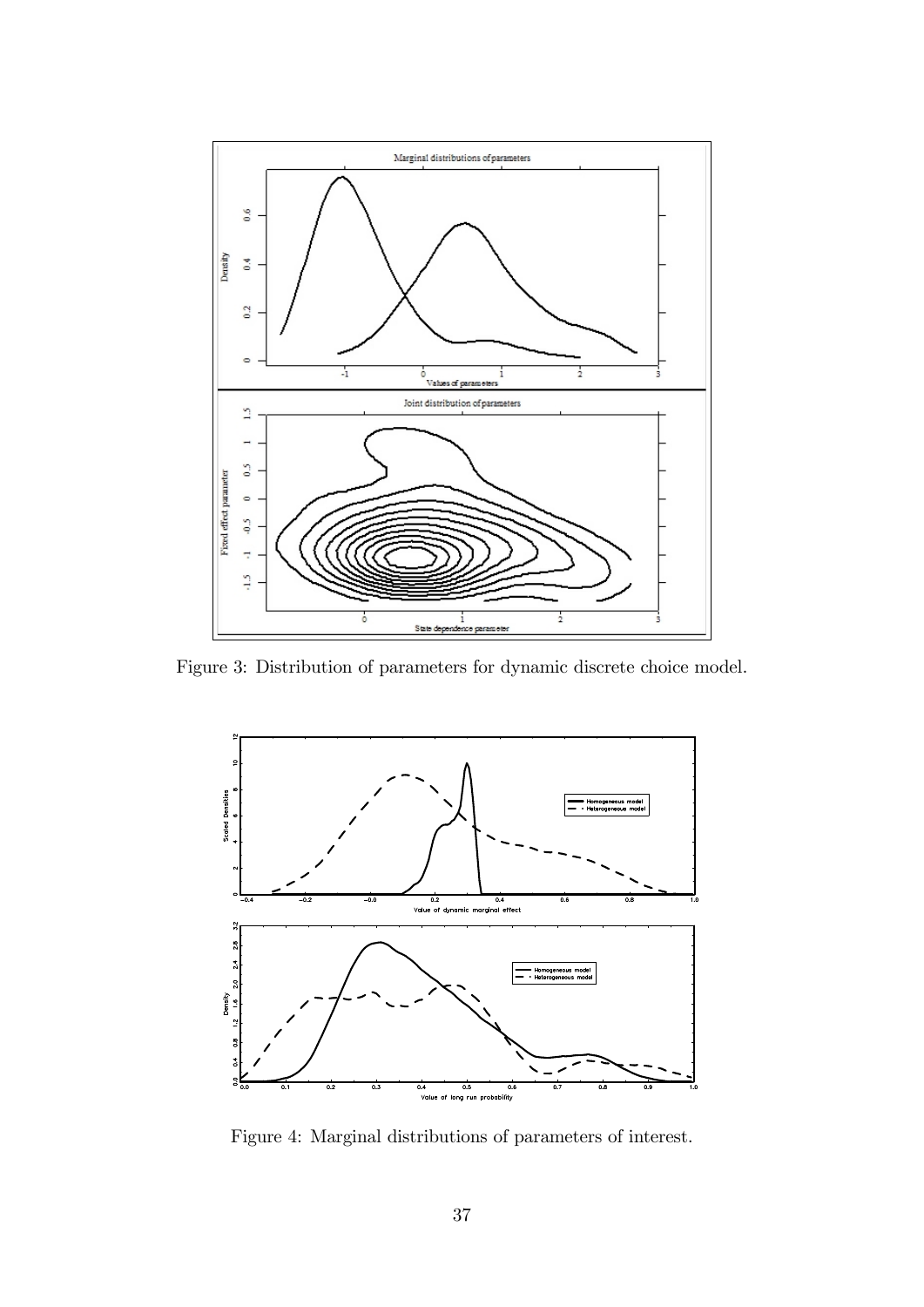Marginal distributions of parameters

Density

0.6

0.4

0.2

0

-1

0

1

2

3

Values of parameters

Joint distribution of parameters

Fixed effect parameter

1.5

1

0.5

0

-0.5

-1

-1.5

0

1

2

3

State dependence parameter

Figure 3: Distribution of parameters for dynamic discrete choice model.

Scaled Densities

12

10

8

6

4

2

0

-0.4

-0.2

-0.0

0.2

0.4

0.6

0.8

1.0

Value of dynamic marginal effect

Homogeneous model

Heterogeneous model

Density

3.2

2.8

2.4

2.0

1.6

1.2

0.8

0.4

0.0

0.0

0.1

0.2

0.3

0.4

0.5

0.6

0.7

0.8

0.9

1.0

Value of long run probability

Homogeneous model

Heterogeneous model

Figure 4: Marginal distributions of parameters of interest.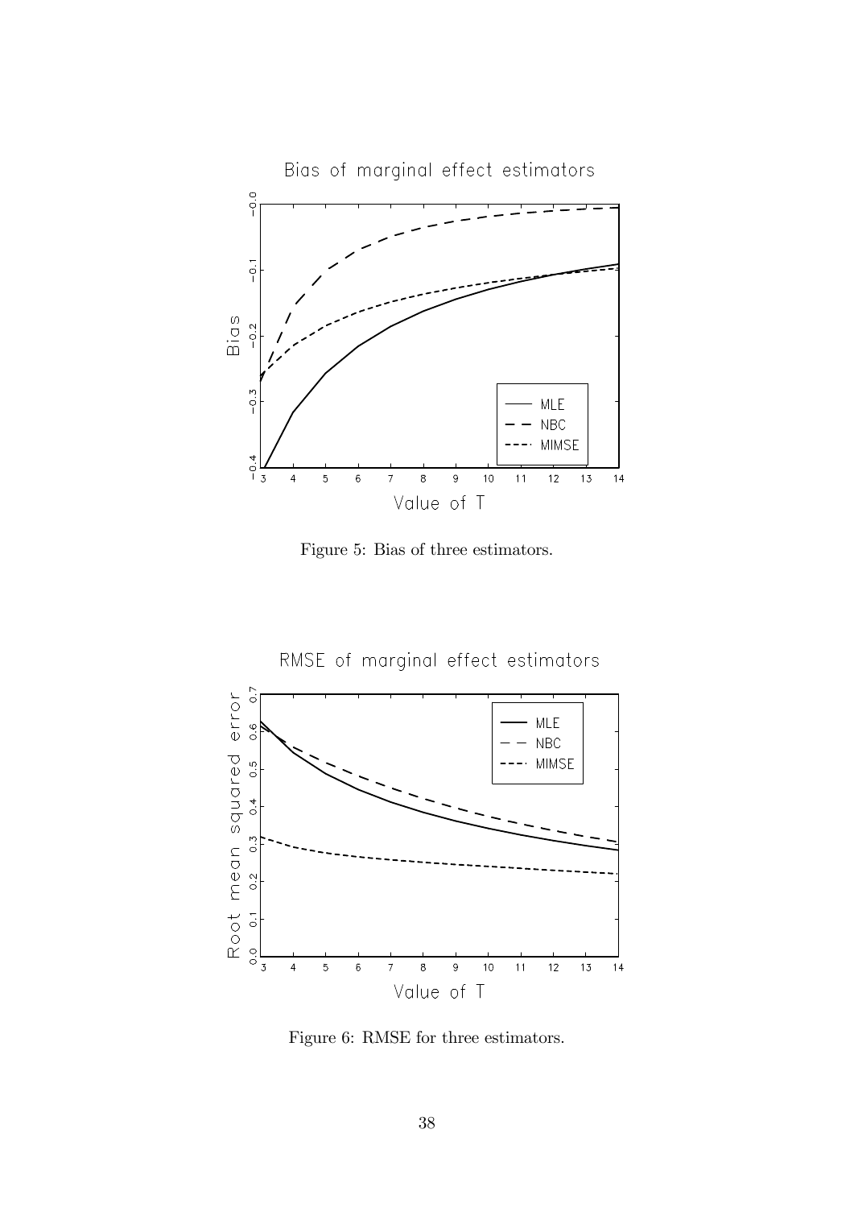Bias of marginal effect estimators

Bias

−0.0
−0.1
−0.2
−0.3
−0.4

3 4 5 6 7 8 9 10 11 12 13 14

Value of T

MLE
NBC
MIMSE

Figure 5: Bias of three estimators.

RMSE of marginal effect estimators

Root mean squared error

0.0
0.1
0.2
0.3
0.4
0.5
0.6
0.7

3 4 5 6 7 8 9 10 11 12 13 14

Value of T

MLE
NBC
MIMSE

Figure 6: RMSE for three estimators.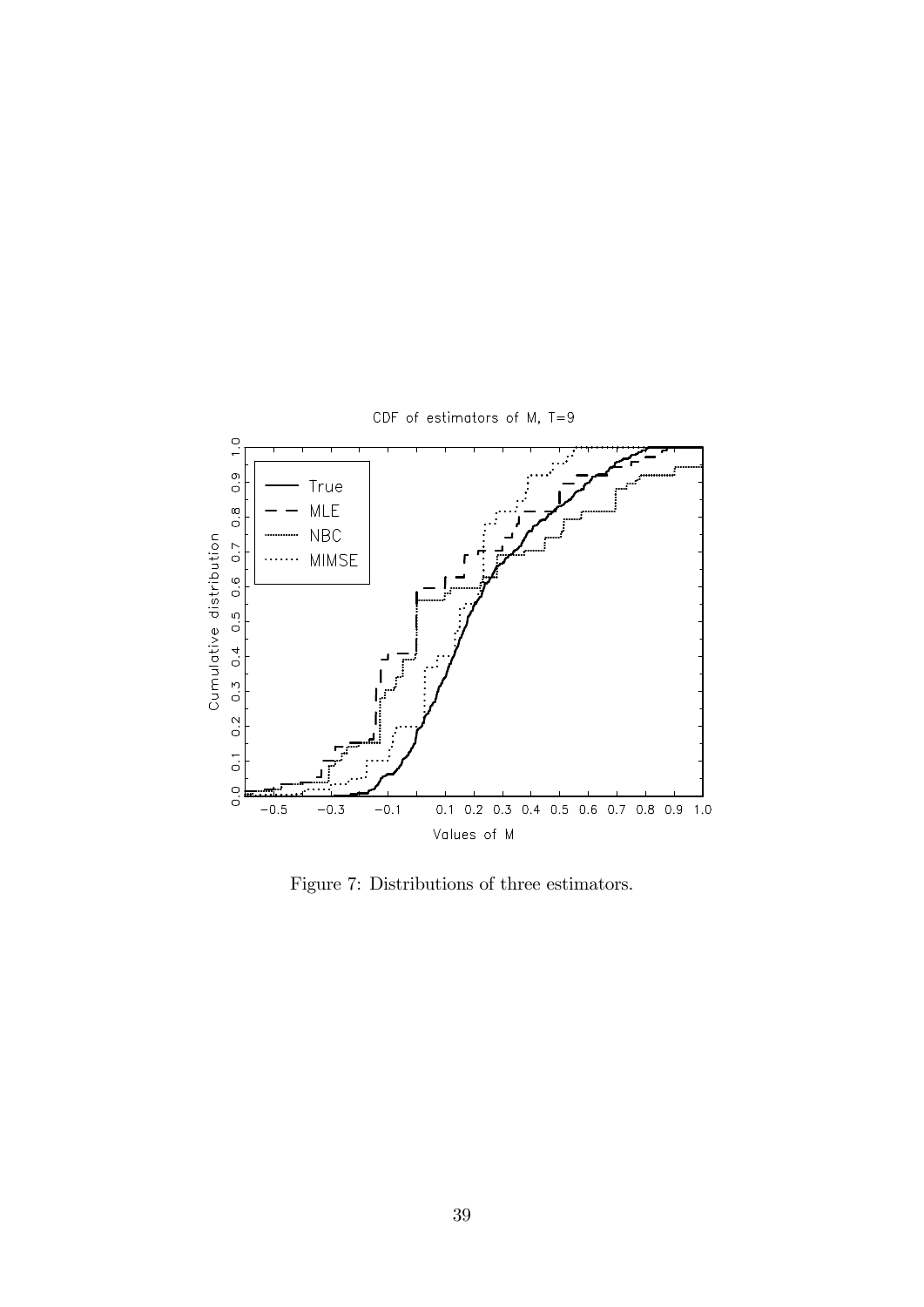CDF of estimators of M, T=9

True

MLE

NBC

MIMSE

Cumulative distribution

0.0 0.1 0.2 0.3 0.4 0.5 0.6 0.7 0.8 0.9 1.0

-0.5 -0.3 -0.1 0.1 0.2 0.3 0.4 0.5 0.6 0.7 0.8 0.9 1.0

Values of M

Figure 7: Distributions of three estimators.